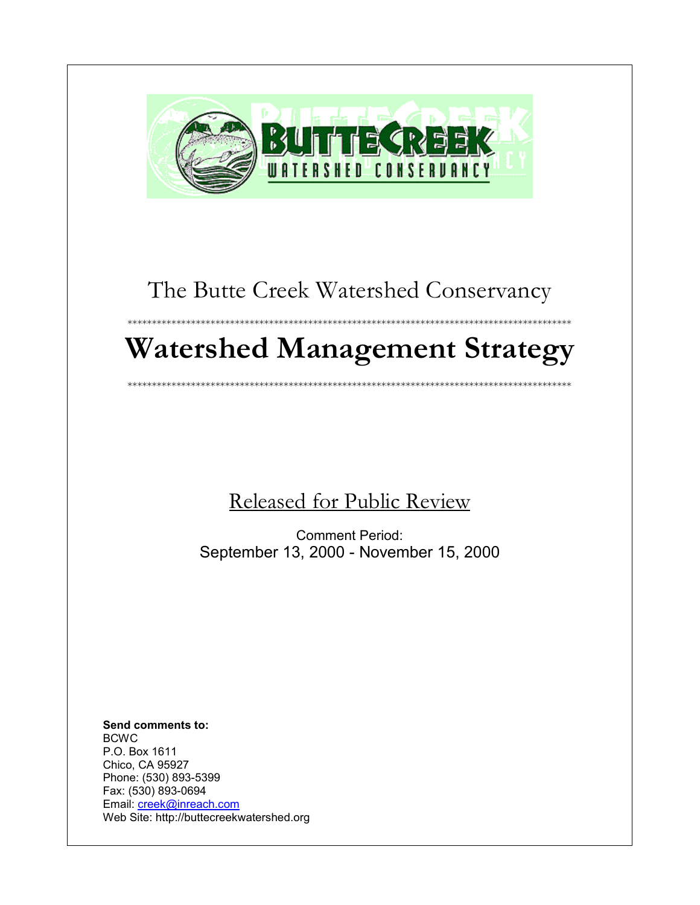The Butte Creek Watershed Conservancy

*****************************************************************************************

# Watershed Management Strategy

*****************************************************************************************

Released for Public Review

Comment Period:
September 13, 2000 - November 15, 2000

**Send comments to:**
BCWC
P.O. Box 1611
Chico, CA 95927
Phone: (530) 893-5399
Fax: (530) 893-0694
Email: creek@inreach.com
Web Site: http://buttecreekwatershed.org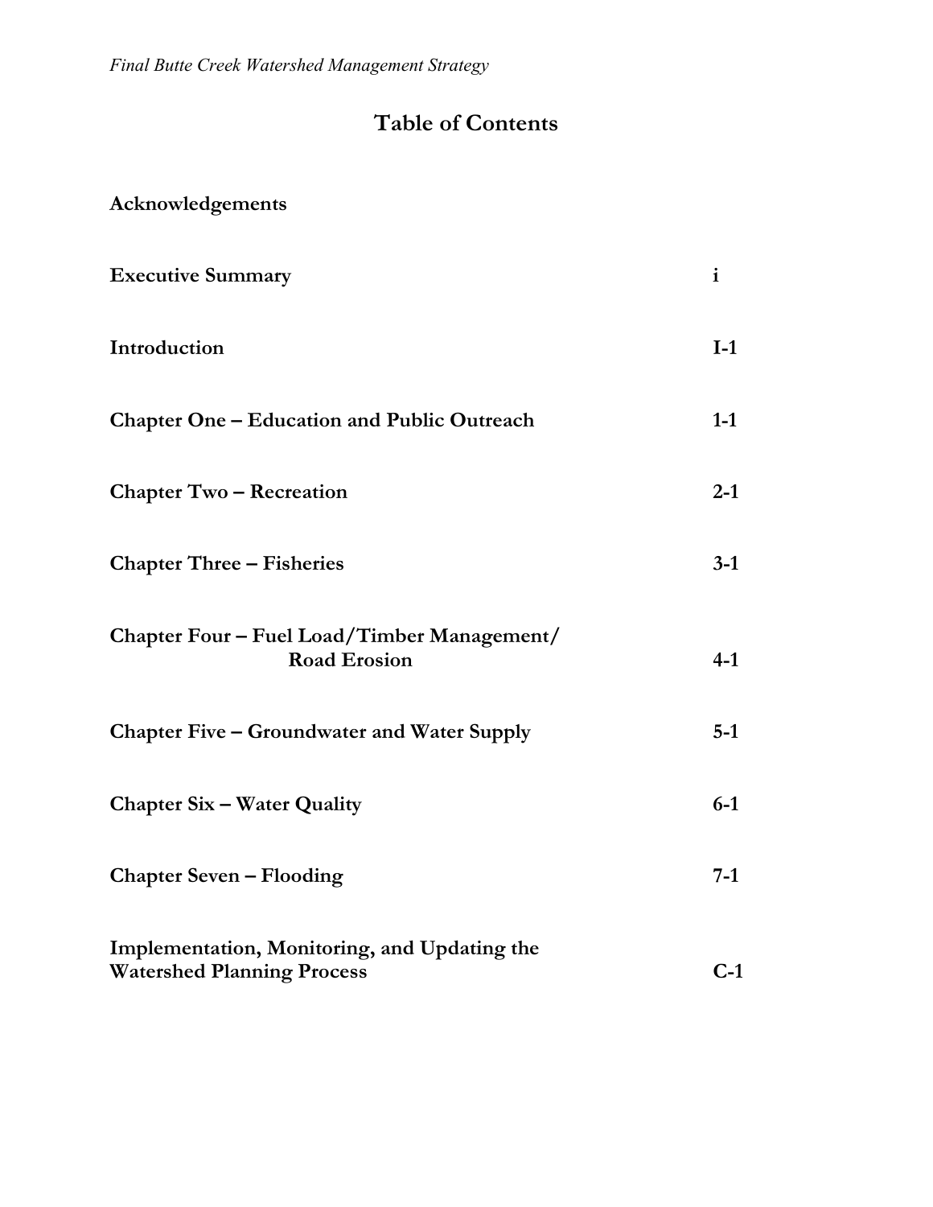# Table of Contents

| | |
|---|---|
| **Acknowledgements** | |
| **Executive Summary** | **i** |
| **Introduction** | **I-1** |
| **Chapter One – Education and Public Outreach** | **1-1** |
| **Chapter Two – Recreation** | **2-1** |
| **Chapter Three – Fisheries** | **3-1** |
| **Chapter Four – Fuel Load/Timber Management/ Road Erosion** | **4-1** |
| **Chapter Five – Groundwater and Water Supply** | **5-1** |
| **Chapter Six – Water Quality** | **6-1** |
| **Chapter Seven – Flooding** | **7-1** |
| **Implementation, Monitoring, and Updating the Watershed Planning Process** | **C-1** |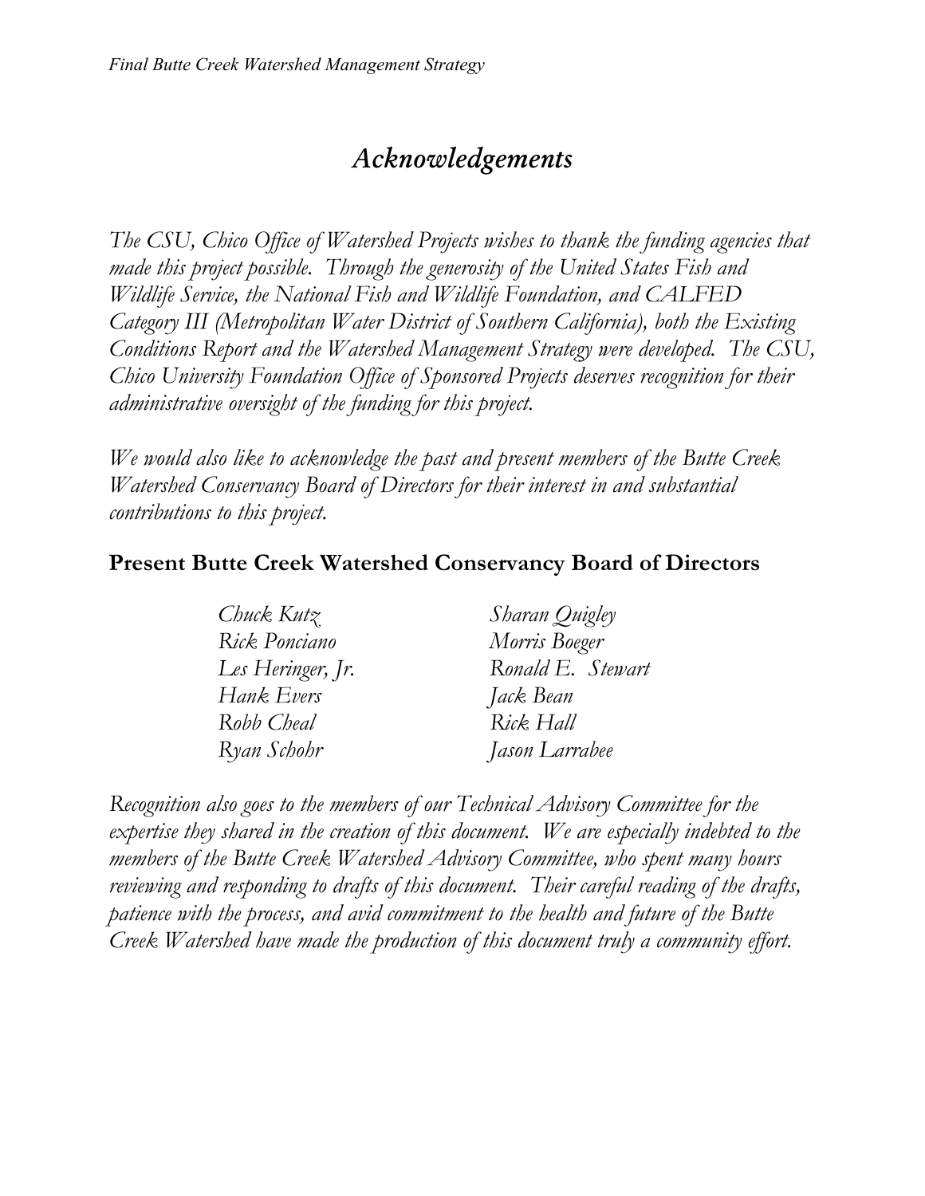# *Acknowledgements*

*The CSU, Chico Office of Watershed Projects wishes to thank the funding agencies that made this project possible. Through the generosity of the United States Fish and Wildlife Service, the National Fish and Wildlife Foundation, and CALFED Category III (Metropolitan Water District of Southern California), both the Existing Conditions Report and the Watershed Management Strategy were developed. The CSU, Chico University Foundation Office of Sponsored Projects deserves recognition for their administrative oversight of the funding for this project.*

*We would also like to acknowledge the past and present members of the Butte Creek Watershed Conservancy Board of Directors for their interest in and substantial contributions to this project.*

## Present Butte Creek Watershed Conservancy Board of Directors

*Chuck Kutz*
*Rick Ponciano*
*Les Heringer, Jr.*
*Hank Evers*
*Robb Cheal*
*Ryan Schohr*
*Sharan Quigley*
*Morris Boeger*
*Ronald E. Stewart*
*Jack Bean*
*Rick Hall*
*Jason Larrabee*

*Recognition also goes to the members of our Technical Advisory Committee for the expertise they shared in the creation of this document. We are especially indebted to the members of the Butte Creek Watershed Advisory Committee, who spent many hours reviewing and responding to drafts of this document. Their careful reading of the drafts, patience with the process, and avid commitment to the health and future of the Butte Creek Watershed have made the production of this document truly a community effort.*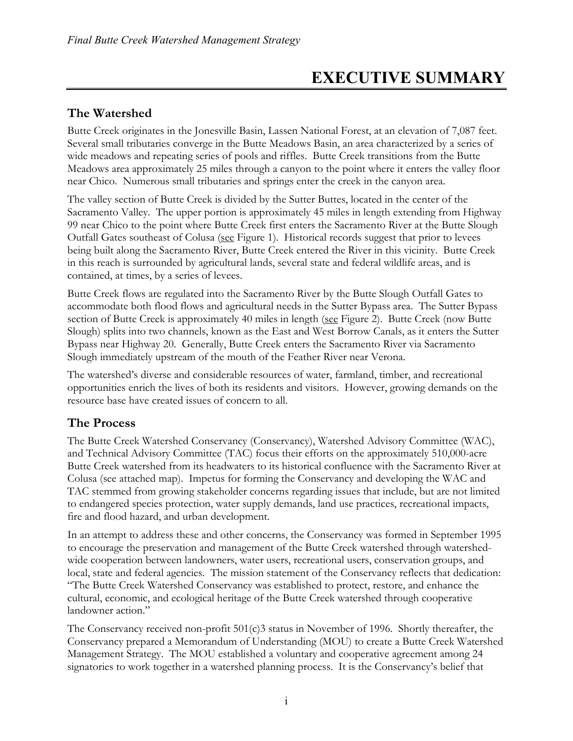# EXECUTIVE SUMMARY

## The Watershed

Butte Creek originates in the Jonesville Basin, Lassen National Forest, at an elevation of 7,087 feet. Several small tributaries converge in the Butte Meadows Basin, an area characterized by a series of wide meadows and repeating series of pools and riffles. Butte Creek transitions from the Butte Meadows area approximately 25 miles through a canyon to the point where it enters the valley floor near Chico. Numerous small tributaries and springs enter the creek in the canyon area.

The valley section of Butte Creek is divided by the Sutter Buttes, located in the center of the Sacramento Valley. The upper portion is approximately 45 miles in length extending from Highway 99 near Chico to the point where Butte Creek first enters the Sacramento River at the Butte Slough Outfall Gates southeast of Colusa (see Figure 1). Historical records suggest that prior to levees being built along the Sacramento River, Butte Creek entered the River in this vicinity. Butte Creek in this reach is surrounded by agricultural lands, several state and federal wildlife areas, and is contained, at times, by a series of levees.

Butte Creek flows are regulated into the Sacramento River by the Butte Slough Outfall Gates to accommodate both flood flows and agricultural needs in the Sutter Bypass area. The Sutter Bypass section of Butte Creek is approximately 40 miles in length (see Figure 2). Butte Creek (now Butte Slough) splits into two channels, known as the East and West Borrow Canals, as it enters the Sutter Bypass near Highway 20. Generally, Butte Creek enters the Sacramento River via Sacramento Slough immediately upstream of the mouth of the Feather River near Verona.

The watershed's diverse and considerable resources of water, farmland, timber, and recreational opportunities enrich the lives of both its residents and visitors. However, growing demands on the resource base have created issues of concern to all.

## The Process

The Butte Creek Watershed Conservancy (Conservancy), Watershed Advisory Committee (WAC), and Technical Advisory Committee (TAC) focus their efforts on the approximately 510,000-acre Butte Creek watershed from its headwaters to its historical confluence with the Sacramento River at Colusa (see attached map). Impetus for forming the Conservancy and developing the WAC and TAC stemmed from growing stakeholder concerns regarding issues that include, but are not limited to endangered species protection, water supply demands, land use practices, recreational impacts, fire and flood hazard, and urban development.

In an attempt to address these and other concerns, the Conservancy was formed in September 1995 to encourage the preservation and management of the Butte Creek watershed through watershed-wide cooperation between landowners, water users, recreational users, conservation groups, and local, state and federal agencies. The mission statement of the Conservancy reflects that dedication: "The Butte Creek Watershed Conservancy was established to protect, restore, and enhance the cultural, economic, and ecological heritage of the Butte Creek watershed through cooperative landowner action."

The Conservancy received non-profit 501(c)3 status in November of 1996. Shortly thereafter, the Conservancy prepared a Memorandum of Understanding (MOU) to create a Butte Creek Watershed Management Strategy. The MOU established a voluntary and cooperative agreement among 24 signatories to work together in a watershed planning process. It is the Conservancy's belief that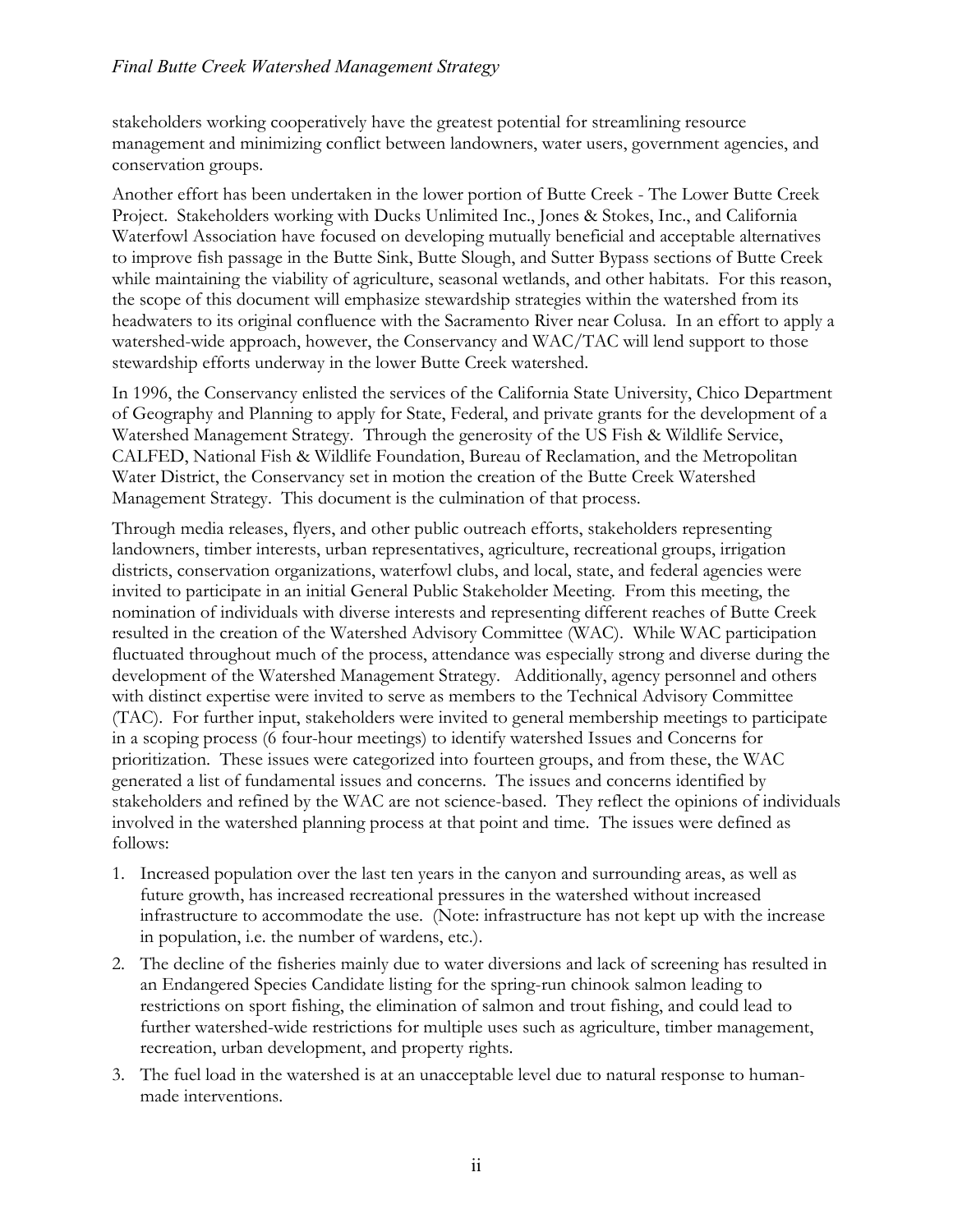stakeholders working cooperatively have the greatest potential for streamlining resource management and minimizing conflict between landowners, water users, government agencies, and conservation groups.

Another effort has been undertaken in the lower portion of Butte Creek - The Lower Butte Creek Project. Stakeholders working with Ducks Unlimited Inc., Jones & Stokes, Inc., and California Waterfowl Association have focused on developing mutually beneficial and acceptable alternatives to improve fish passage in the Butte Sink, Butte Slough, and Sutter Bypass sections of Butte Creek while maintaining the viability of agriculture, seasonal wetlands, and other habitats. For this reason, the scope of this document will emphasize stewardship strategies within the watershed from its headwaters to its original confluence with the Sacramento River near Colusa. In an effort to apply a watershed-wide approach, however, the Conservancy and WAC/TAC will lend support to those stewardship efforts underway in the lower Butte Creek watershed.

In 1996, the Conservancy enlisted the services of the California State University, Chico Department of Geography and Planning to apply for State, Federal, and private grants for the development of a Watershed Management Strategy. Through the generosity of the US Fish & Wildlife Service, CALFED, National Fish & Wildlife Foundation, Bureau of Reclamation, and the Metropolitan Water District, the Conservancy set in motion the creation of the Butte Creek Watershed Management Strategy. This document is the culmination of that process.

Through media releases, flyers, and other public outreach efforts, stakeholders representing landowners, timber interests, urban representatives, agriculture, recreational groups, irrigation districts, conservation organizations, waterfowl clubs, and local, state, and federal agencies were invited to participate in an initial General Public Stakeholder Meeting. From this meeting, the nomination of individuals with diverse interests and representing different reaches of Butte Creek resulted in the creation of the Watershed Advisory Committee (WAC). While WAC participation fluctuated throughout much of the process, attendance was especially strong and diverse during the development of the Watershed Management Strategy. Additionally, agency personnel and others with distinct expertise were invited to serve as members to the Technical Advisory Committee (TAC). For further input, stakeholders were invited to general membership meetings to participate in a scoping process (6 four-hour meetings) to identify watershed Issues and Concerns for prioritization. These issues were categorized into fourteen groups, and from these, the WAC generated a list of fundamental issues and concerns. The issues and concerns identified by stakeholders and refined by the WAC are not science-based. They reflect the opinions of individuals involved in the watershed planning process at that point and time. The issues were defined as follows:

1. Increased population over the last ten years in the canyon and surrounding areas, as well as future growth, has increased recreational pressures in the watershed without increased infrastructure to accommodate the use. (Note: infrastructure has not kept up with the increase in population, i.e. the number of wardens, etc.).
2. The decline of the fisheries mainly due to water diversions and lack of screening has resulted in an Endangered Species Candidate listing for the spring-run chinook salmon leading to restrictions on sport fishing, the elimination of salmon and trout fishing, and could lead to further watershed-wide restrictions for multiple uses such as agriculture, timber management, recreation, urban development, and property rights.
3. The fuel load in the watershed is at an unacceptable level due to natural response to human-made interventions.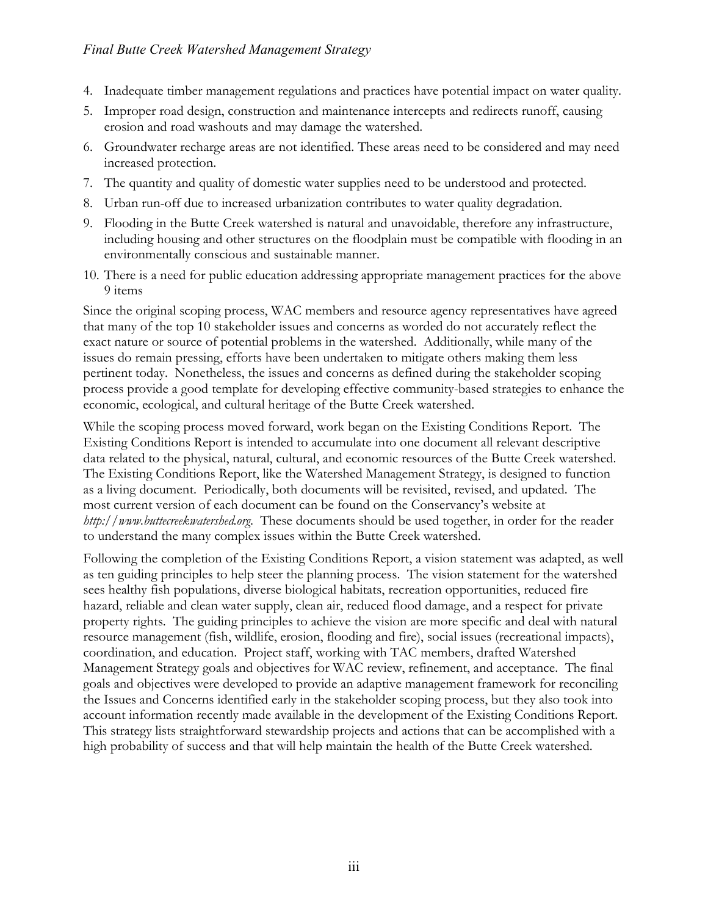4. Inadequate timber management regulations and practices have potential impact on water quality.
5. Improper road design, construction and maintenance intercepts and redirects runoff, causing erosion and road washouts and may damage the watershed.
6. Groundwater recharge areas are not identified. These areas need to be considered and may need increased protection.
7. The quantity and quality of domestic water supplies need to be understood and protected.
8. Urban run-off due to increased urbanization contributes to water quality degradation.
9. Flooding in the Butte Creek watershed is natural and unavoidable, therefore any infrastructure, including housing and other structures on the floodplain must be compatible with flooding in an environmentally conscious and sustainable manner.
10. There is a need for public education addressing appropriate management practices for the above 9 items

Since the original scoping process, WAC members and resource agency representatives have agreed that many of the top 10 stakeholder issues and concerns as worded do not accurately reflect the exact nature or source of potential problems in the watershed. Additionally, while many of the issues do remain pressing, efforts have been undertaken to mitigate others making them less pertinent today. Nonetheless, the issues and concerns as defined during the stakeholder scoping process provide a good template for developing effective community-based strategies to enhance the economic, ecological, and cultural heritage of the Butte Creek watershed.

While the scoping process moved forward, work began on the Existing Conditions Report. The Existing Conditions Report is intended to accumulate into one document all relevant descriptive data related to the physical, natural, cultural, and economic resources of the Butte Creek watershed. The Existing Conditions Report, like the Watershed Management Strategy, is designed to function as a living document. Periodically, both documents will be revisited, revised, and updated. The most current version of each document can be found on the Conservancy's website at *http://www.buttecreekwatershed.org*. These documents should be used together, in order for the reader to understand the many complex issues within the Butte Creek watershed.

Following the completion of the Existing Conditions Report, a vision statement was adapted, as well as ten guiding principles to help steer the planning process. The vision statement for the watershed sees healthy fish populations, diverse biological habitats, recreation opportunities, reduced fire hazard, reliable and clean water supply, clean air, reduced flood damage, and a respect for private property rights. The guiding principles to achieve the vision are more specific and deal with natural resource management (fish, wildlife, erosion, flooding and fire), social issues (recreational impacts), coordination, and education. Project staff, working with TAC members, drafted Watershed Management Strategy goals and objectives for WAC review, refinement, and acceptance. The final goals and objectives were developed to provide an adaptive management framework for reconciling the Issues and Concerns identified early in the stakeholder scoping process, but they also took into account information recently made available in the development of the Existing Conditions Report. This strategy lists straightforward stewardship projects and actions that can be accomplished with a high probability of success and that will help maintain the health of the Butte Creek watershed.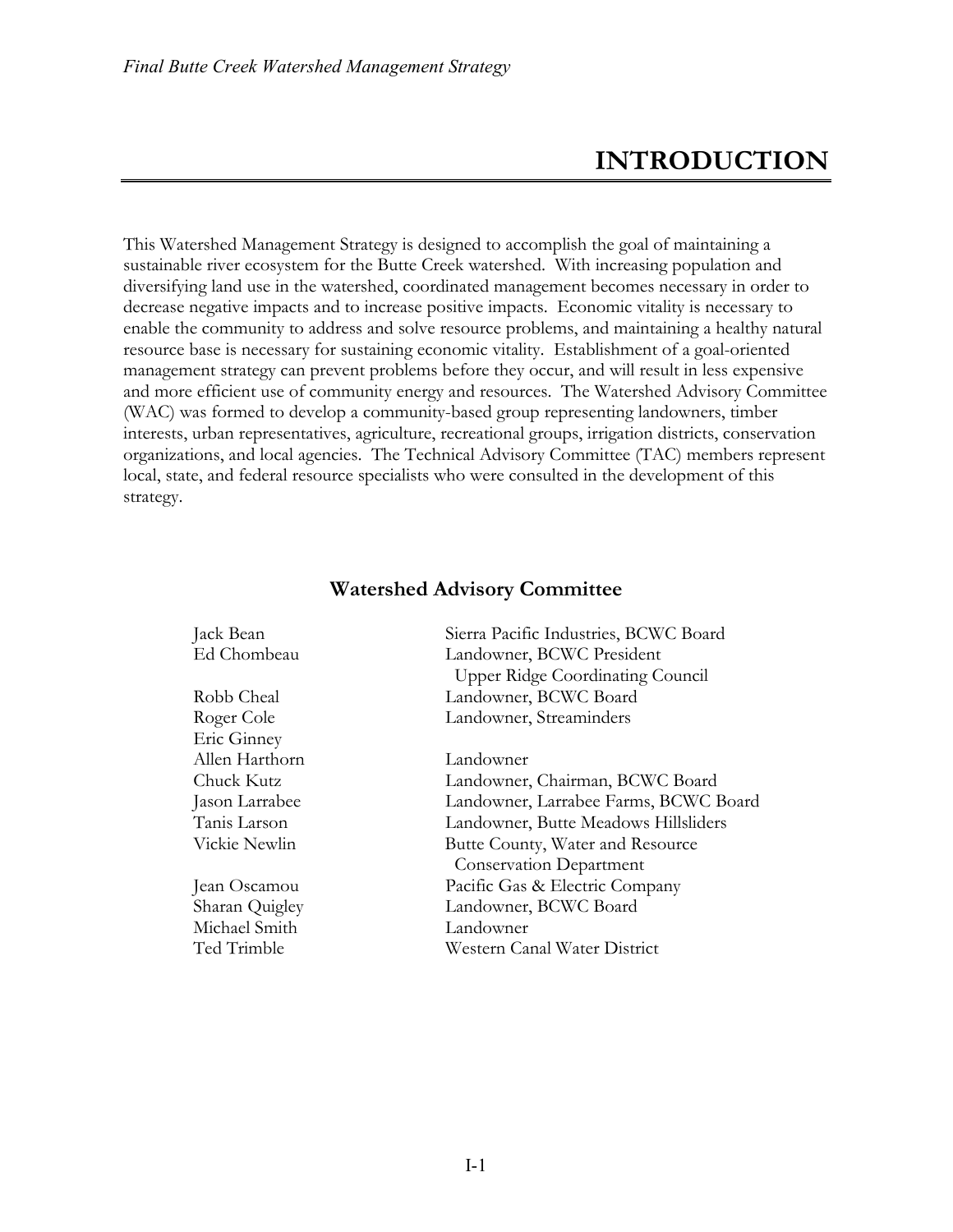# INTRODUCTION

This Watershed Management Strategy is designed to accomplish the goal of maintaining a sustainable river ecosystem for the Butte Creek watershed. With increasing population and diversifying land use in the watershed, coordinated management becomes necessary in order to decrease negative impacts and to increase positive impacts. Economic vitality is necessary to enable the community to address and solve resource problems, and maintaining a healthy natural resource base is necessary for sustaining economic vitality. Establishment of a goal-oriented management strategy can prevent problems before they occur, and will result in less expensive and more efficient use of community energy and resources. The Watershed Advisory Committee (WAC) was formed to develop a community-based group representing landowners, timber interests, urban representatives, agriculture, recreational groups, irrigation districts, conservation organizations, and local agencies. The Technical Advisory Committee (TAC) members represent local, state, and federal resource specialists who were consulted in the development of this strategy.

## Watershed Advisory Committee

| | |
|---|---|
| Jack Bean | Sierra Pacific Industries, BCWC Board |
| Ed Chombeau | Landowner, BCWC President<br>Upper Ridge Coordinating Council |
| Robb Cheal | Landowner, BCWC Board |
| Roger Cole | Landowner, Streaminders |
| Eric Ginney | |
| Allen Harthorn | Landowner |
| Chuck Kutz | Landowner, Chairman, BCWC Board |
| Jason Larrabee | Landowner, Larrabee Farms, BCWC Board |
| Tanis Larson | Landowner, Butte Meadows Hillsliders |
| Vickie Newlin | Butte County, Water and Resource<br>Conservation Department |
| Jean Oscamou | Pacific Gas & Electric Company |
| Sharan Quigley | Landowner, BCWC Board |
| Michael Smith | Landowner |
| Ted Trimble | Western Canal Water District |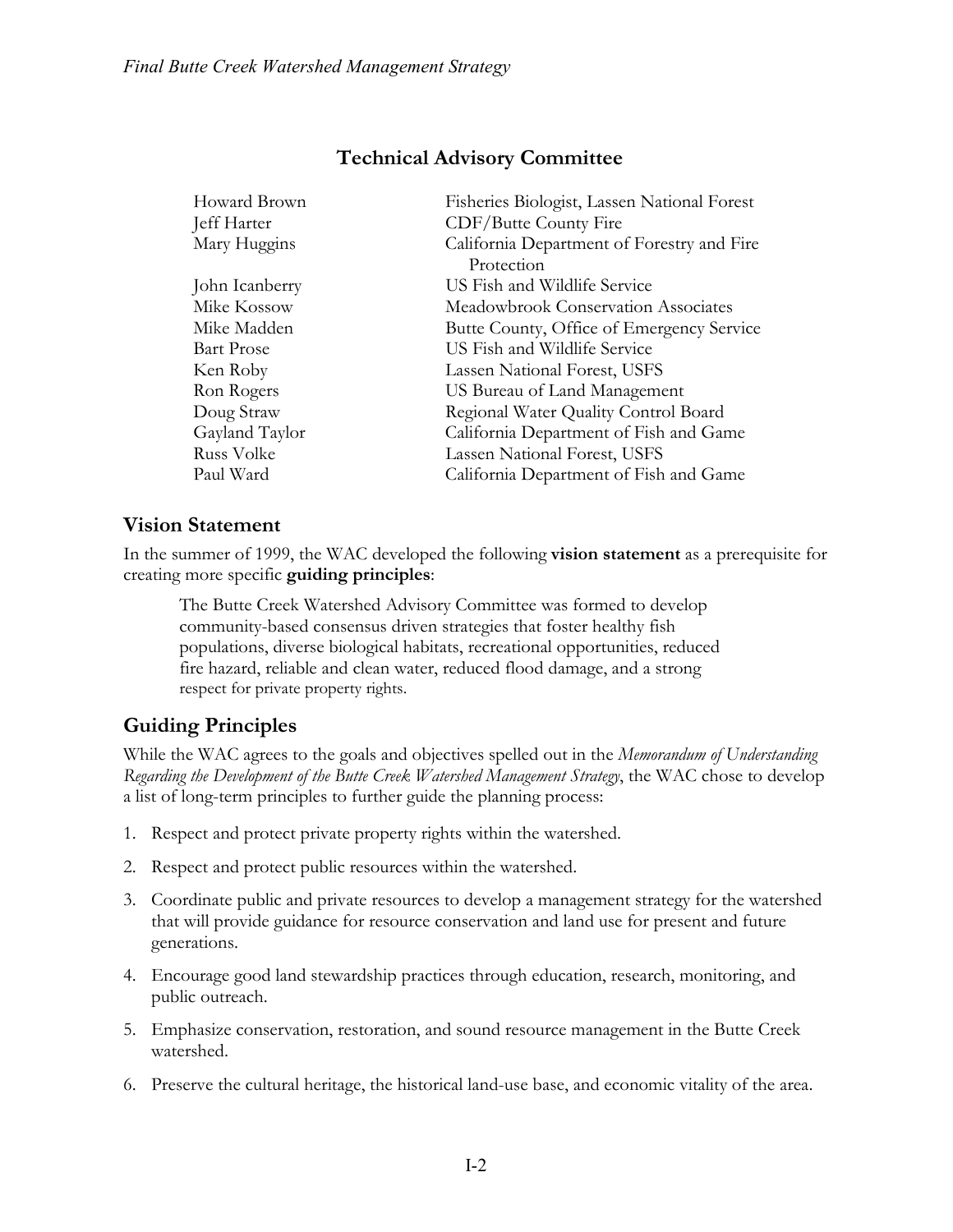## Technical Advisory Committee

| | |
|---|---|
| Howard Brown | Fisheries Biologist, Lassen National Forest |
| Jeff Harter | CDF/Butte County Fire |
| Mary Huggins | California Department of Forestry and Fire Protection |
| John Icanberry | US Fish and Wildlife Service |
| Mike Kossow | Meadowbrook Conservation Associates |
| Mike Madden | Butte County, Office of Emergency Service |
| Bart Prose | US Fish and Wildlife Service |
| Ken Roby | Lassen National Forest, USFS |
| Ron Rogers | US Bureau of Land Management |
| Doug Straw | Regional Water Quality Control Board |
| Gayland Taylor | California Department of Fish and Game |
| Russ Volke | Lassen National Forest, USFS |
| Paul Ward | California Department of Fish and Game |

## Vision Statement

In the summer of 1999, the WAC developed the following **vision statement** as a prerequisite for creating more specific **guiding principles**:

> The Butte Creek Watershed Advisory Committee was formed to develop community-based consensus driven strategies that foster healthy fish populations, diverse biological habitats, recreational opportunities, reduced fire hazard, reliable and clean water, reduced flood damage, and a strong respect for private property rights.

## Guiding Principles

While the WAC agrees to the goals and objectives spelled out in the *Memorandum of Understanding Regarding the Development of the Butte Creek Watershed Management Strategy*, the WAC chose to develop a list of long-term principles to further guide the planning process:

1. Respect and protect private property rights within the watershed.
2. Respect and protect public resources within the watershed.
3. Coordinate public and private resources to develop a management strategy for the watershed that will provide guidance for resource conservation and land use for present and future generations.
4. Encourage good land stewardship practices through education, research, monitoring, and public outreach.
5. Emphasize conservation, restoration, and sound resource management in the Butte Creek watershed.
6. Preserve the cultural heritage, the historical land-use base, and economic vitality of the area.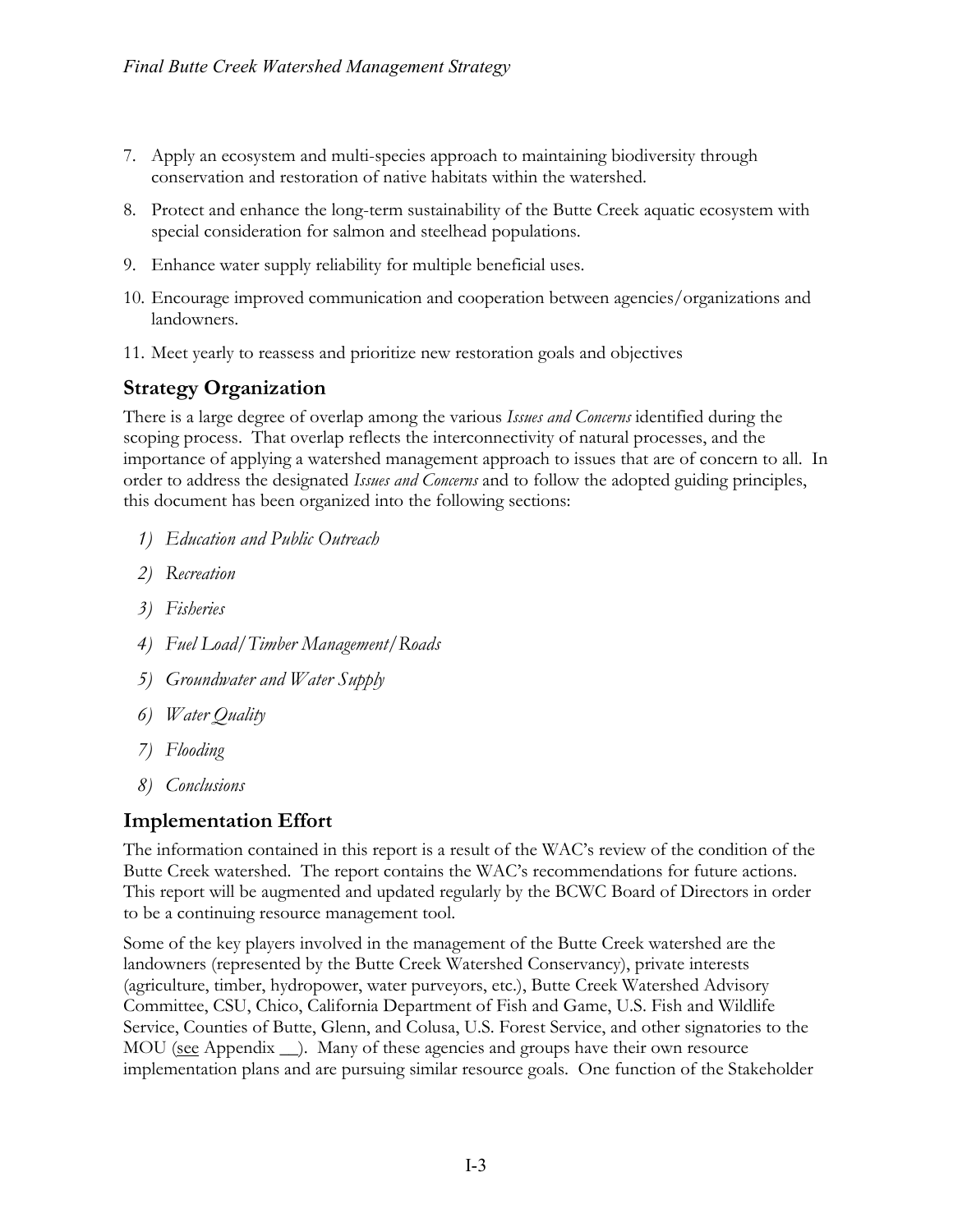7. Apply an ecosystem and multi-species approach to maintaining biodiversity through conservation and restoration of native habitats within the watershed.
8. Protect and enhance the long-term sustainability of the Butte Creek aquatic ecosystem with special consideration for salmon and steelhead populations.
9. Enhance water supply reliability for multiple beneficial uses.
10. Encourage improved communication and cooperation between agencies/organizations and landowners.
11. Meet yearly to reassess and prioritize new restoration goals and objectives

## Strategy Organization

There is a large degree of overlap among the various *Issues and Concerns* identified during the scoping process. That overlap reflects the interconnectivity of natural processes, and the importance of applying a watershed management approach to issues that are of concern to all. In order to address the designated *Issues and Concerns* and to follow the adopted guiding principles, this document has been organized into the following sections:

1) *Education and Public Outreach*
2) *Recreation*
3) *Fisheries*
4) *Fuel Load/Timber Management/Roads*
5) *Groundwater and Water Supply*
6) *Water Quality*
7) *Flooding*
8) *Conclusions*

## Implementation Effort

The information contained in this report is a result of the WAC's review of the condition of the Butte Creek watershed. The report contains the WAC's recommendations for future actions. This report will be augmented and updated regularly by the BCWC Board of Directors in order to be a continuing resource management tool.

Some of the key players involved in the management of the Butte Creek watershed are the landowners (represented by the Butte Creek Watershed Conservancy), private interests (agriculture, timber, hydropower, water purveyors, etc.), Butte Creek Watershed Advisory Committee, CSU, Chico, California Department of Fish and Game, U.S. Fish and Wildlife Service, Counties of Butte, Glenn, and Colusa, U.S. Forest Service, and other signatories to the MOU (see Appendix __). Many of these agencies and groups have their own resource implementation plans and are pursuing similar resource goals. One function of the Stakeholder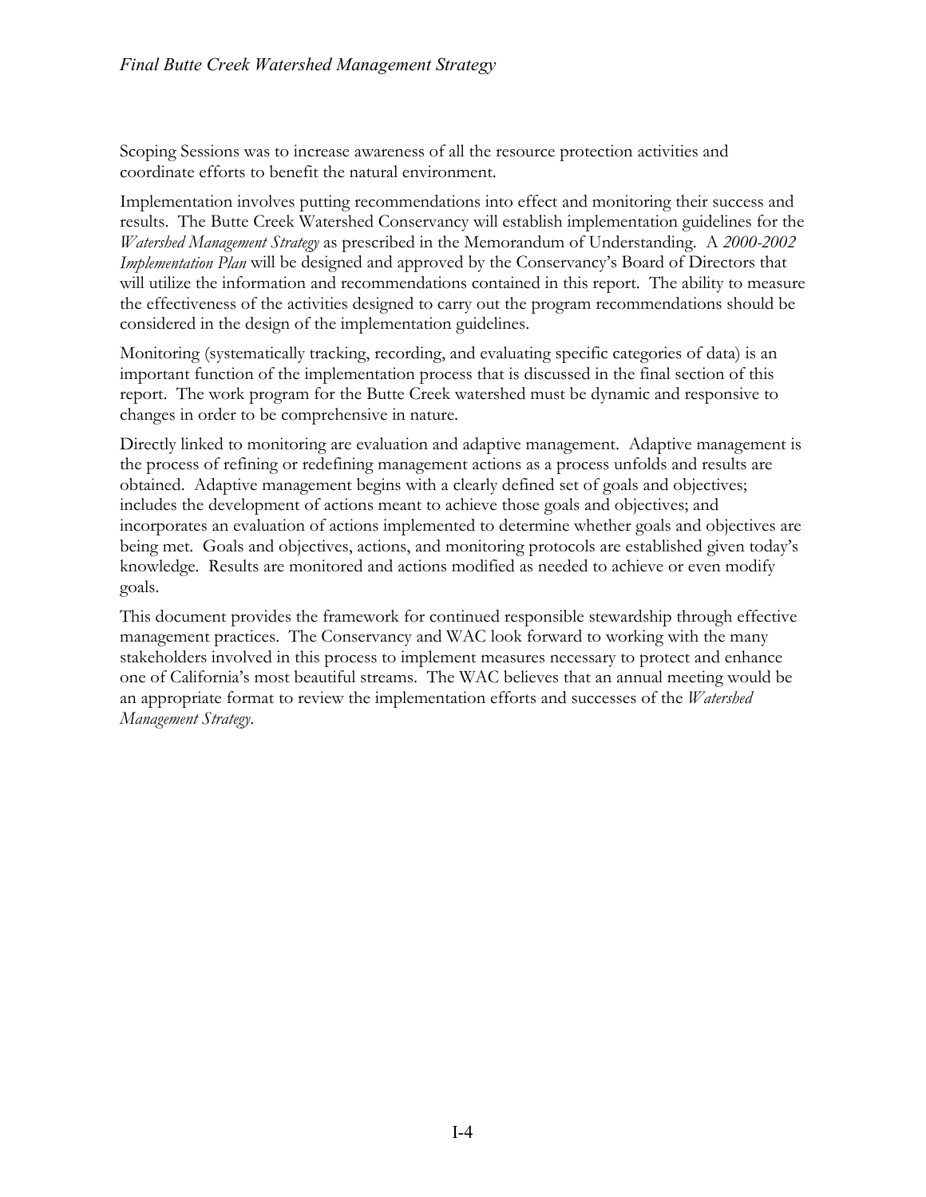Scoping Sessions was to increase awareness of all the resource protection activities and coordinate efforts to benefit the natural environment.

Implementation involves putting recommendations into effect and monitoring their success and results. The Butte Creek Watershed Conservancy will establish implementation guidelines for the *Watershed Management Strategy* as prescribed in the Memorandum of Understanding. A *2000-2002 Implementation Plan* will be designed and approved by the Conservancy's Board of Directors that will utilize the information and recommendations contained in this report. The ability to measure the effectiveness of the activities designed to carry out the program recommendations should be considered in the design of the implementation guidelines.

Monitoring (systematically tracking, recording, and evaluating specific categories of data) is an important function of the implementation process that is discussed in the final section of this report. The work program for the Butte Creek watershed must be dynamic and responsive to changes in order to be comprehensive in nature.

Directly linked to monitoring are evaluation and adaptive management. Adaptive management is the process of refining or redefining management actions as a process unfolds and results are obtained. Adaptive management begins with a clearly defined set of goals and objectives; includes the development of actions meant to achieve those goals and objectives; and incorporates an evaluation of actions implemented to determine whether goals and objectives are being met. Goals and objectives, actions, and monitoring protocols are established given today's knowledge. Results are monitored and actions modified as needed to achieve or even modify goals.

This document provides the framework for continued responsible stewardship through effective management practices. The Conservancy and WAC look forward to working with the many stakeholders involved in this process to implement measures necessary to protect and enhance one of California's most beautiful streams. The WAC believes that an annual meeting would be an appropriate format to review the implementation efforts and successes of the *Watershed Management Strategy*.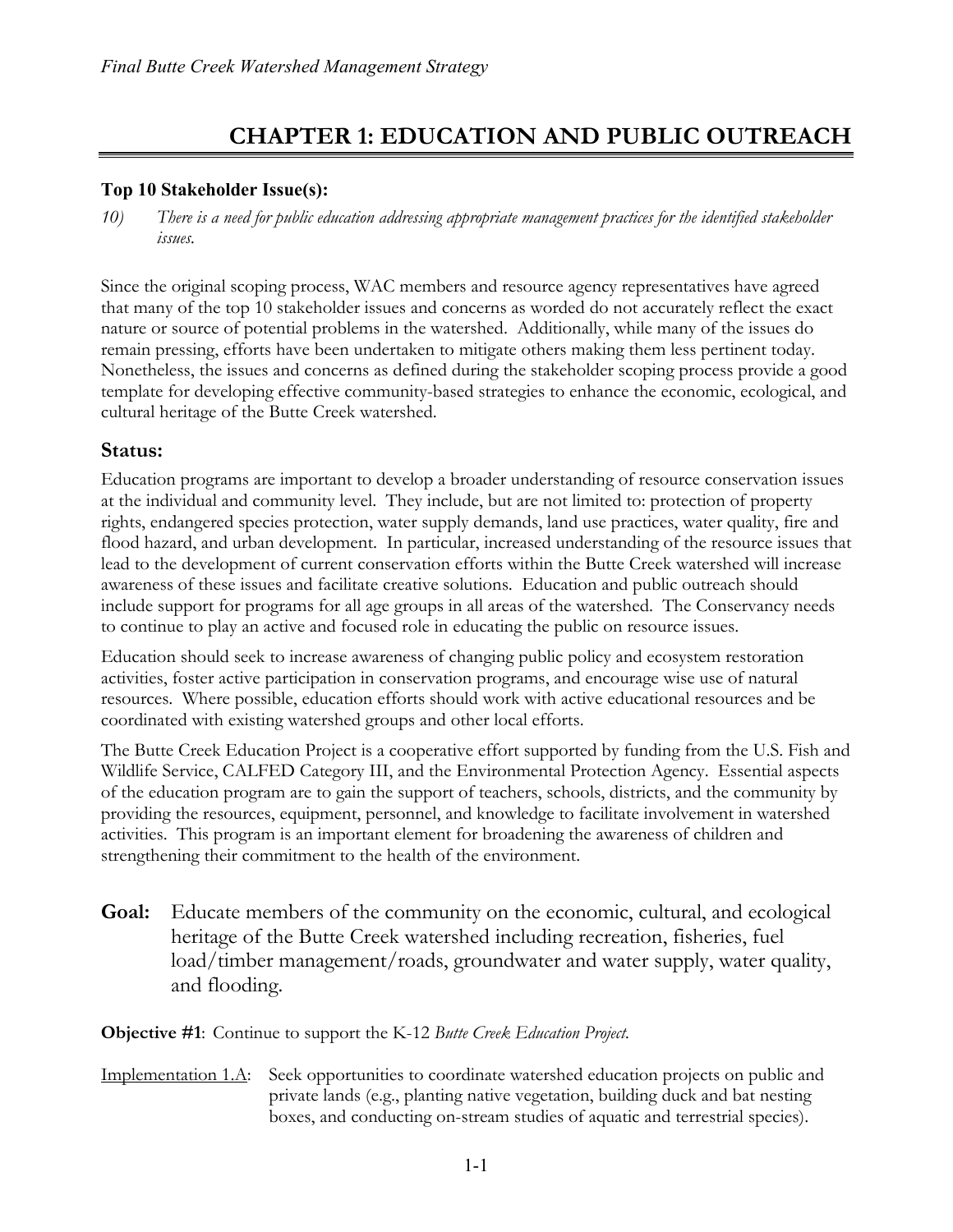# CHAPTER 1: EDUCATION AND PUBLIC OUTREACH

**Top 10 Stakeholder Issue(s):**

10) *There is a need for public education addressing appropriate management practices for the identified stakeholder issues.*

Since the original scoping process, WAC members and resource agency representatives have agreed that many of the top 10 stakeholder issues and concerns as worded do not accurately reflect the exact nature or source of potential problems in the watershed. Additionally, while many of the issues do remain pressing, efforts have been undertaken to mitigate others making them less pertinent today. Nonetheless, the issues and concerns as defined during the stakeholder scoping process provide a good template for developing effective community-based strategies to enhance the economic, ecological, and cultural heritage of the Butte Creek watershed.

## Status:

Education programs are important to develop a broader understanding of resource conservation issues at the individual and community level. They include, but are not limited to: protection of property rights, endangered species protection, water supply demands, land use practices, water quality, fire and flood hazard, and urban development. In particular, increased understanding of the resource issues that lead to the development of current conservation efforts within the Butte Creek watershed will increase awareness of these issues and facilitate creative solutions. Education and public outreach should include support for programs for all age groups in all areas of the watershed. The Conservancy needs to continue to play an active and focused role in educating the public on resource issues.

Education should seek to increase awareness of changing public policy and ecosystem restoration activities, foster active participation in conservation programs, and encourage wise use of natural resources. Where possible, education efforts should work with active educational resources and be coordinated with existing watershed groups and other local efforts.

The Butte Creek Education Project is a cooperative effort supported by funding from the U.S. Fish and Wildlife Service, CALFED Category III, and the Environmental Protection Agency. Essential aspects of the education program are to gain the support of teachers, schools, districts, and the community by providing the resources, equipment, personnel, and knowledge to facilitate involvement in watershed activities. This program is an important element for broadening the awareness of children and strengthening their commitment to the health of the environment.

**Goal:** Educate members of the community on the economic, cultural, and ecological heritage of the Butte Creek watershed including recreation, fisheries, fuel load/timber management/roads, groundwater and water supply, water quality, and flooding.

**Objective #1**: Continue to support the K-12 *Butte Creek Education Project.*

Implementation 1.A: Seek opportunities to coordinate watershed education projects on public and private lands (e.g., planting native vegetation, building duck and bat nesting boxes, and conducting on-stream studies of aquatic and terrestrial species).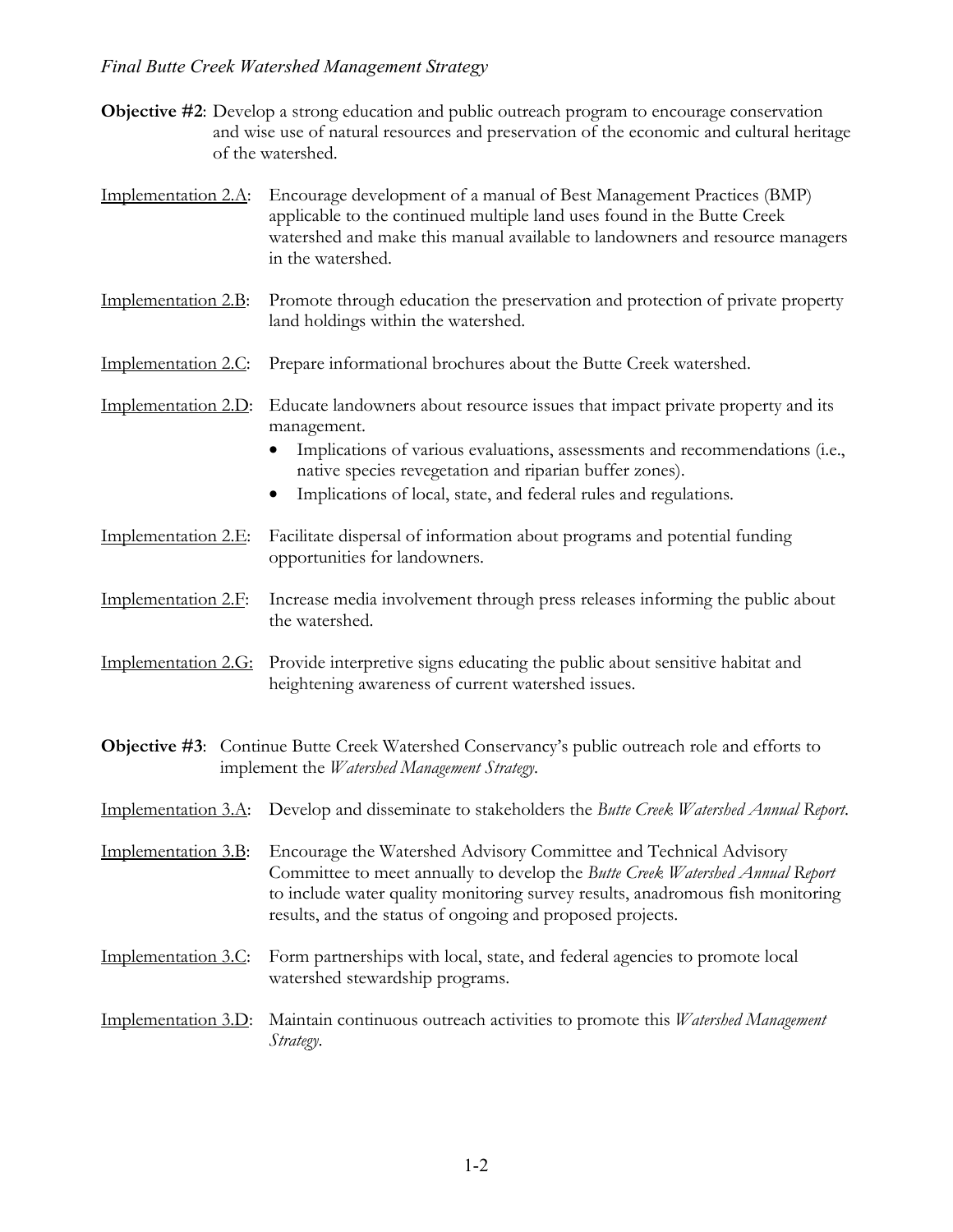**Objective #2**: Develop a strong education and public outreach program to encourage conservation and wise use of natural resources and preservation of the economic and cultural heritage of the watershed.

Implementation 2.A: Encourage development of a manual of Best Management Practices (BMP) applicable to the continued multiple land uses found in the Butte Creek watershed and make this manual available to landowners and resource managers in the watershed.

Implementation 2.B: Promote through education the preservation and protection of private property land holdings within the watershed.

Implementation 2.C: Prepare informational brochures about the Butte Creek watershed.

Implementation 2.D: Educate landowners about resource issues that impact private property and its management.

- Implications of various evaluations, assessments and recommendations (i.e., native species revegetation and riparian buffer zones).
- Implications of local, state, and federal rules and regulations.

Implementation 2.E: Facilitate dispersal of information about programs and potential funding opportunities for landowners.

Implementation 2.F: Increase media involvement through press releases informing the public about the watershed.

Implementation 2.G: Provide interpretive signs educating the public about sensitive habitat and heightening awareness of current watershed issues.

**Objective #3**: Continue Butte Creek Watershed Conservancy's public outreach role and efforts to implement the *Watershed Management Strategy*.

Implementation 3.A: Develop and disseminate to stakeholders the *Butte Creek Watershed Annual Report*.

Implementation 3.B: Encourage the Watershed Advisory Committee and Technical Advisory Committee to meet annually to develop the *Butte Creek Watershed Annual Report* to include water quality monitoring survey results, anadromous fish monitoring results, and the status of ongoing and proposed projects.

Implementation 3.C: Form partnerships with local, state, and federal agencies to promote local watershed stewardship programs.

Implementation 3.D: Maintain continuous outreach activities to promote this *Watershed Management Strategy*.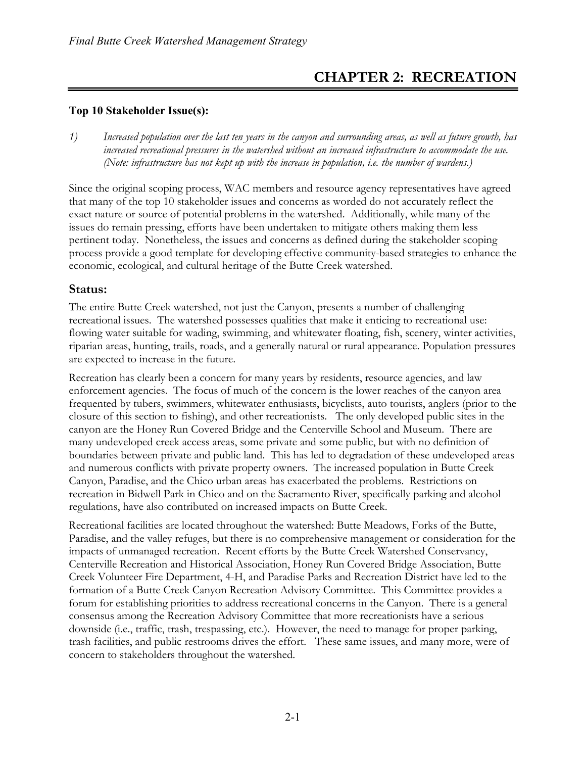# CHAPTER 2: RECREATION

**Top 10 Stakeholder Issue(s):**

1) *Increased population over the last ten years in the canyon and surrounding areas, as well as future growth, has increased recreational pressures in the watershed without an increased infrastructure to accommodate the use. (Note: infrastructure has not kept up with the increase in population, i.e. the number of wardens.)*

Since the original scoping process, WAC members and resource agency representatives have agreed that many of the top 10 stakeholder issues and concerns as worded do not accurately reflect the exact nature or source of potential problems in the watershed. Additionally, while many of the issues do remain pressing, efforts have been undertaken to mitigate others making them less pertinent today. Nonetheless, the issues and concerns as defined during the stakeholder scoping process provide a good template for developing effective community-based strategies to enhance the economic, ecological, and cultural heritage of the Butte Creek watershed.

## Status:

The entire Butte Creek watershed, not just the Canyon, presents a number of challenging recreational issues. The watershed possesses qualities that make it enticing to recreational use: flowing water suitable for wading, swimming, and whitewater floating, fish, scenery, winter activities, riparian areas, hunting, trails, roads, and a generally natural or rural appearance. Population pressures are expected to increase in the future.

Recreation has clearly been a concern for many years by residents, resource agencies, and law enforcement agencies. The focus of much of the concern is the lower reaches of the canyon area frequented by tubers, swimmers, whitewater enthusiasts, bicyclists, auto tourists, anglers (prior to the closure of this section to fishing), and other recreationists. The only developed public sites in the canyon are the Honey Run Covered Bridge and the Centerville School and Museum. There are many undeveloped creek access areas, some private and some public, but with no definition of boundaries between private and public land. This has led to degradation of these undeveloped areas and numerous conflicts with private property owners. The increased population in Butte Creek Canyon, Paradise, and the Chico urban areas has exacerbated the problems. Restrictions on recreation in Bidwell Park in Chico and on the Sacramento River, specifically parking and alcohol regulations, have also contributed on increased impacts on Butte Creek.

Recreational facilities are located throughout the watershed: Butte Meadows, Forks of the Butte, Paradise, and the valley refuges, but there is no comprehensive management or consideration for the impacts of unmanaged recreation. Recent efforts by the Butte Creek Watershed Conservancy, Centerville Recreation and Historical Association, Honey Run Covered Bridge Association, Butte Creek Volunteer Fire Department, 4-H, and Paradise Parks and Recreation District have led to the formation of a Butte Creek Canyon Recreation Advisory Committee. This Committee provides a forum for establishing priorities to address recreational concerns in the Canyon. There is a general consensus among the Recreation Advisory Committee that more recreationists have a serious downside (i.e., traffic, trash, trespassing, etc.). However, the need to manage for proper parking, trash facilities, and public restrooms drives the effort. These same issues, and many more, were of concern to stakeholders throughout the watershed.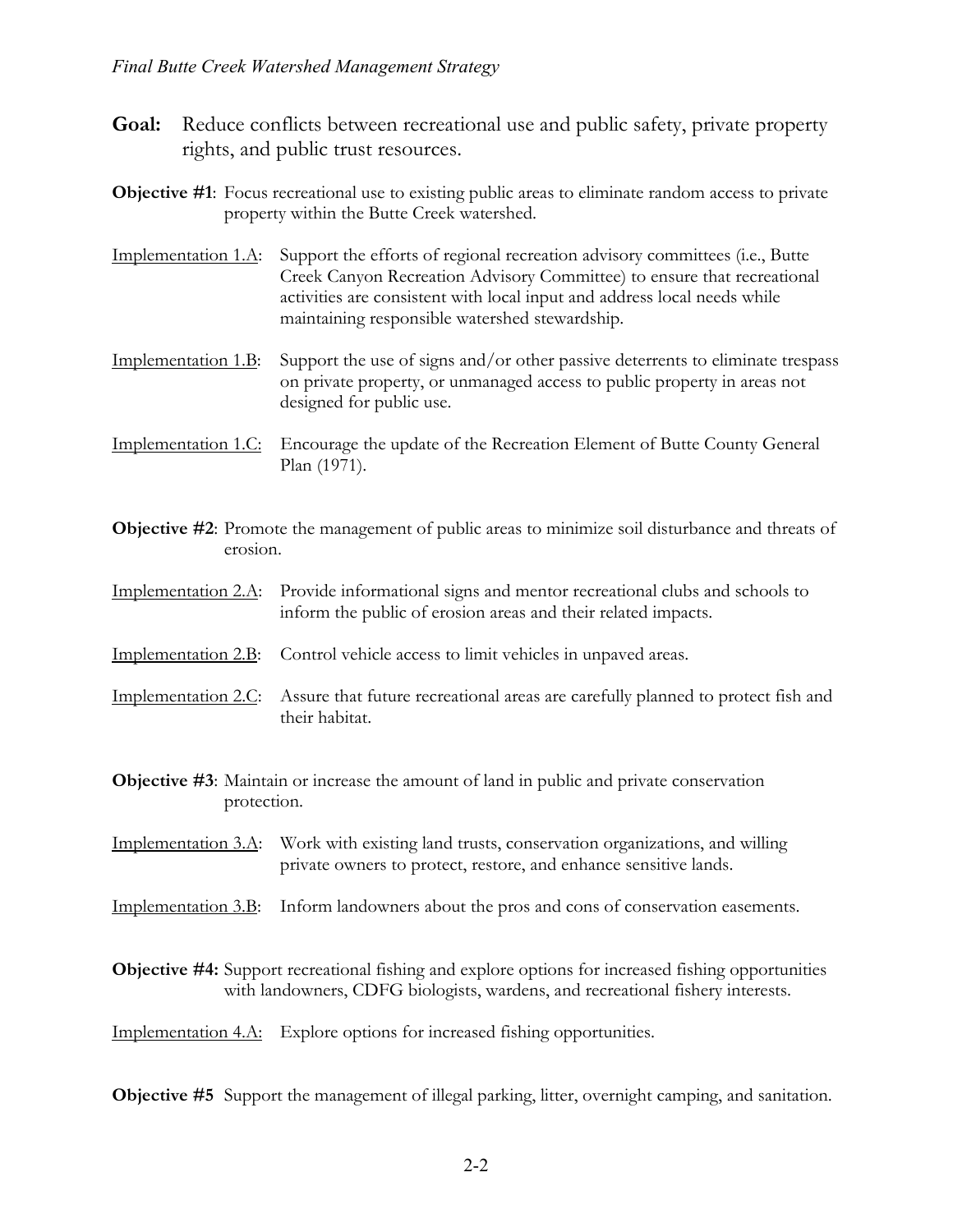**Goal:** Reduce conflicts between recreational use and public safety, private property rights, and public trust resources.

**Objective #1**: Focus recreational use to existing public areas to eliminate random access to private property within the Butte Creek watershed.

Implementation 1.A: Support the efforts of regional recreation advisory committees (i.e., Butte Creek Canyon Recreation Advisory Committee) to ensure that recreational activities are consistent with local input and address local needs while maintaining responsible watershed stewardship.

Implementation 1.B: Support the use of signs and/or other passive deterrents to eliminate trespass on private property, or unmanaged access to public property in areas not designed for public use.

Implementation 1.C: Encourage the update of the Recreation Element of Butte County General Plan (1971).

**Objective #2**: Promote the management of public areas to minimize soil disturbance and threats of erosion.

Implementation 2.A: Provide informational signs and mentor recreational clubs and schools to inform the public of erosion areas and their related impacts.

Implementation 2.B: Control vehicle access to limit vehicles in unpaved areas.

Implementation 2.C: Assure that future recreational areas are carefully planned to protect fish and their habitat.

**Objective #3**: Maintain or increase the amount of land in public and private conservation protection.

Implementation 3.A: Work with existing land trusts, conservation organizations, and willing private owners to protect, restore, and enhance sensitive lands.

Implementation 3.B: Inform landowners about the pros and cons of conservation easements.

**Objective #4:** Support recreational fishing and explore options for increased fishing opportunities with landowners, CDFG biologists, wardens, and recreational fishery interests.

Implementation 4.A: Explore options for increased fishing opportunities.

**Objective #5** Support the management of illegal parking, litter, overnight camping, and sanitation.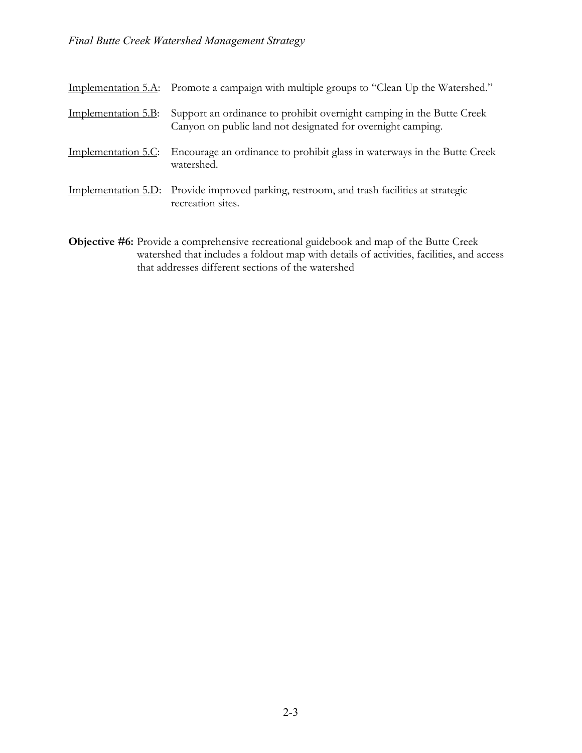Implementation 5.A: Promote a campaign with multiple groups to "Clean Up the Watershed."

Implementation 5.B: Support an ordinance to prohibit overnight camping in the Butte Creek Canyon on public land not designated for overnight camping.

Implementation 5.C: Encourage an ordinance to prohibit glass in waterways in the Butte Creek watershed.

Implementation 5.D: Provide improved parking, restroom, and trash facilities at strategic recreation sites.

**Objective #6:** Provide a comprehensive recreational guidebook and map of the Butte Creek watershed that includes a foldout map with details of activities, facilities, and access that addresses different sections of the watershed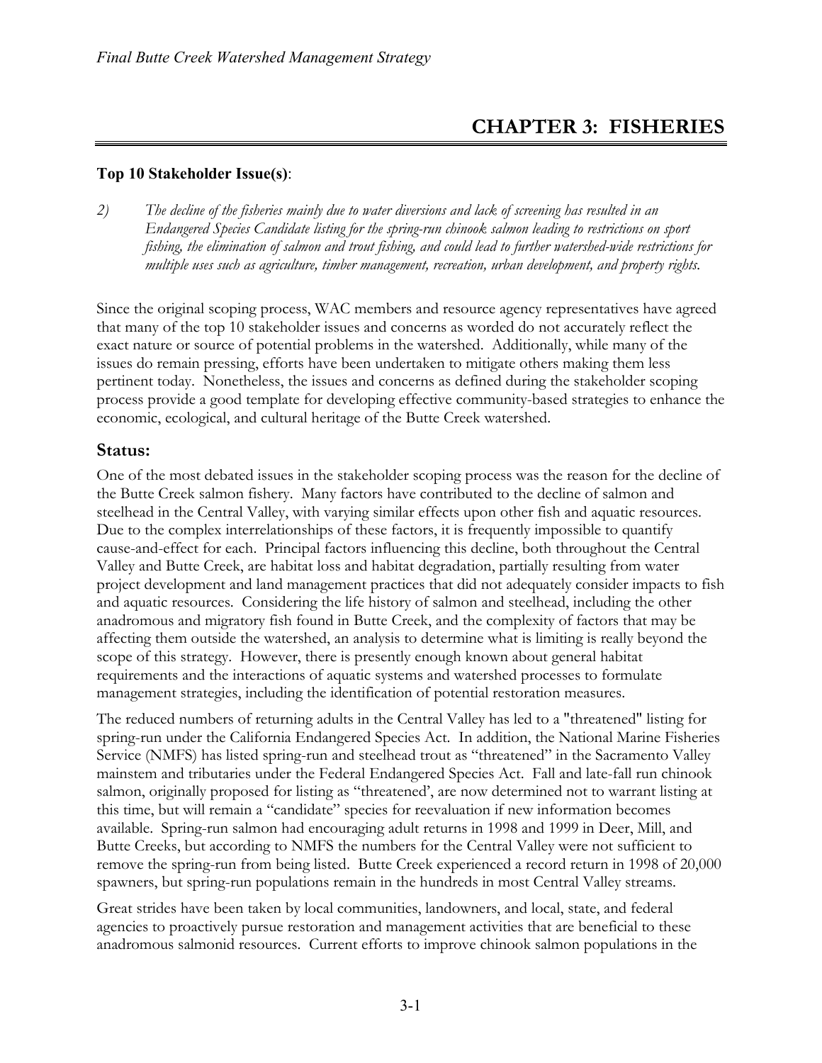# CHAPTER 3: FISHERIES

**Top 10 Stakeholder Issue(s)**:

*2) The decline of the fisheries mainly due to water diversions and lack of screening has resulted in an Endangered Species Candidate listing for the spring-run chinook salmon leading to restrictions on sport fishing, the elimination of salmon and trout fishing, and could lead to further watershed-wide restrictions for multiple uses such as agriculture, timber management, recreation, urban development, and property rights.*

Since the original scoping process, WAC members and resource agency representatives have agreed that many of the top 10 stakeholder issues and concerns as worded do not accurately reflect the exact nature or source of potential problems in the watershed. Additionally, while many of the issues do remain pressing, efforts have been undertaken to mitigate others making them less pertinent today. Nonetheless, the issues and concerns as defined during the stakeholder scoping process provide a good template for developing effective community-based strategies to enhance the economic, ecological, and cultural heritage of the Butte Creek watershed.

## Status:

One of the most debated issues in the stakeholder scoping process was the reason for the decline of the Butte Creek salmon fishery. Many factors have contributed to the decline of salmon and steelhead in the Central Valley, with varying similar effects upon other fish and aquatic resources. Due to the complex interrelationships of these factors, it is frequently impossible to quantify cause-and-effect for each. Principal factors influencing this decline, both throughout the Central Valley and Butte Creek, are habitat loss and habitat degradation, partially resulting from water project development and land management practices that did not adequately consider impacts to fish and aquatic resources. Considering the life history of salmon and steelhead, including the other anadromous and migratory fish found in Butte Creek, and the complexity of factors that may be affecting them outside the watershed, an analysis to determine what is limiting is really beyond the scope of this strategy. However, there is presently enough known about general habitat requirements and the interactions of aquatic systems and watershed processes to formulate management strategies, including the identification of potential restoration measures.

The reduced numbers of returning adults in the Central Valley has led to a "threatened" listing for spring-run under the California Endangered Species Act. In addition, the National Marine Fisheries Service (NMFS) has listed spring-run and steelhead trout as "threatened" in the Sacramento Valley mainstem and tributaries under the Federal Endangered Species Act. Fall and late-fall run chinook salmon, originally proposed for listing as "threatened', are now determined not to warrant listing at this time, but will remain a "candidate" species for reevaluation if new information becomes available. Spring-run salmon had encouraging adult returns in 1998 and 1999 in Deer, Mill, and Butte Creeks, but according to NMFS the numbers for the Central Valley were not sufficient to remove the spring-run from being listed. Butte Creek experienced a record return in 1998 of 20,000 spawners, but spring-run populations remain in the hundreds in most Central Valley streams.

Great strides have been taken by local communities, landowners, and local, state, and federal agencies to proactively pursue restoration and management activities that are beneficial to these anadromous salmonid resources. Current efforts to improve chinook salmon populations in the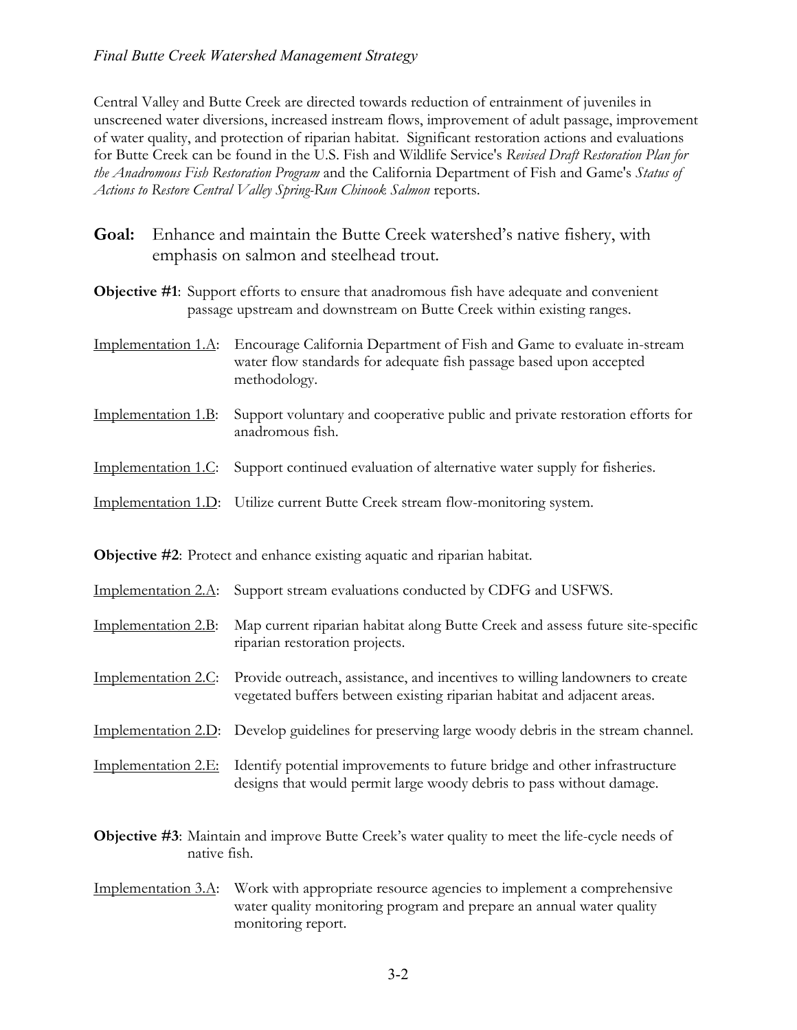Central Valley and Butte Creek are directed towards reduction of entrainment of juveniles in unscreened water diversions, increased instream flows, improvement of adult passage, improvement of water quality, and protection of riparian habitat. Significant restoration actions and evaluations for Butte Creek can be found in the U.S. Fish and Wildlife Service's *Revised Draft Restoration Plan for the Anadromous Fish Restoration Program* and the California Department of Fish and Game's *Status of Actions to Restore Central Valley Spring-Run Chinook Salmon* reports.

**Goal:** Enhance and maintain the Butte Creek watershed's native fishery, with emphasis on salmon and steelhead trout.

**Objective #1**: Support efforts to ensure that anadromous fish have adequate and convenient passage upstream and downstream on Butte Creek within existing ranges.

Implementation 1.A: Encourage California Department of Fish and Game to evaluate in-stream water flow standards for adequate fish passage based upon accepted methodology.

Implementation 1.B: Support voluntary and cooperative public and private restoration efforts for anadromous fish.

Implementation 1.C: Support continued evaluation of alternative water supply for fisheries.

Implementation 1.D: Utilize current Butte Creek stream flow-monitoring system.

**Objective #2**: Protect and enhance existing aquatic and riparian habitat.

Implementation 2.A: Support stream evaluations conducted by CDFG and USFWS.

Implementation 2.B: Map current riparian habitat along Butte Creek and assess future site-specific riparian restoration projects.

Implementation 2.C: Provide outreach, assistance, and incentives to willing landowners to create vegetated buffers between existing riparian habitat and adjacent areas.

Implementation 2.D: Develop guidelines for preserving large woody debris in the stream channel.

Implementation 2.E: Identify potential improvements to future bridge and other infrastructure designs that would permit large woody debris to pass without damage.

**Objective #3**: Maintain and improve Butte Creek's water quality to meet the life-cycle needs of native fish.

Implementation 3.A: Work with appropriate resource agencies to implement a comprehensive water quality monitoring program and prepare an annual water quality monitoring report.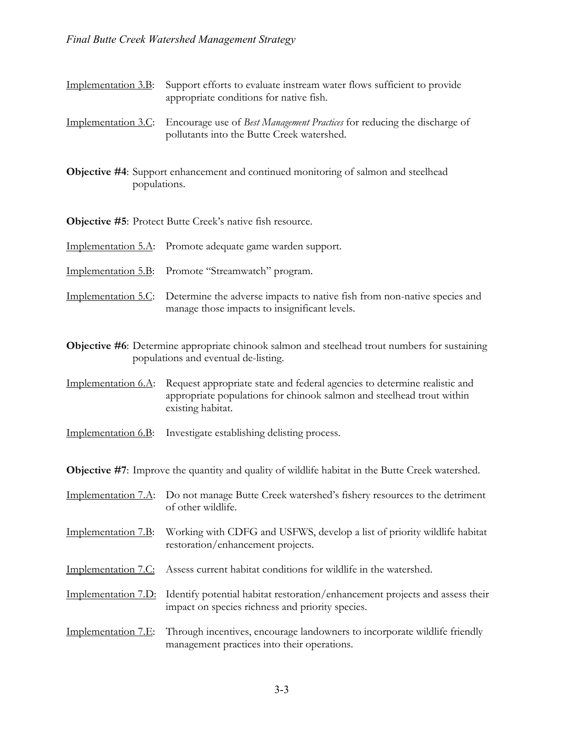Implementation 3.B: Support efforts to evaluate instream water flows sufficient to provide appropriate conditions for native fish.

Implementation 3.C: Encourage use of *Best Management Practices* for reducing the discharge of pollutants into the Butte Creek watershed.

**Objective #4**: Support enhancement and continued monitoring of salmon and steelhead populations.

**Objective #5**: Protect Butte Creek's native fish resource.

Implementation 5.A: Promote adequate game warden support.

Implementation 5.B: Promote "Streamwatch" program.

Implementation 5.C: Determine the adverse impacts to native fish from non-native species and manage those impacts to insignificant levels.

**Objective #6**: Determine appropriate chinook salmon and steelhead trout numbers for sustaining populations and eventual de-listing.

Implementation 6.A: Request appropriate state and federal agencies to determine realistic and appropriate populations for chinook salmon and steelhead trout within existing habitat.

Implementation 6.B: Investigate establishing delisting process.

**Objective #7**: Improve the quantity and quality of wildlife habitat in the Butte Creek watershed.

Implementation 7.A: Do not manage Butte Creek watershed's fishery resources to the detriment of other wildlife.

Implementation 7.B: Working with CDFG and USFWS, develop a list of priority wildlife habitat restoration/enhancement projects.

Implementation 7.C: Assess current habitat conditions for wildlife in the watershed.

Implementation 7.D: Identify potential habitat restoration/enhancement projects and assess their impact on species richness and priority species.

Implementation 7.E: Through incentives, encourage landowners to incorporate wildlife friendly management practices into their operations.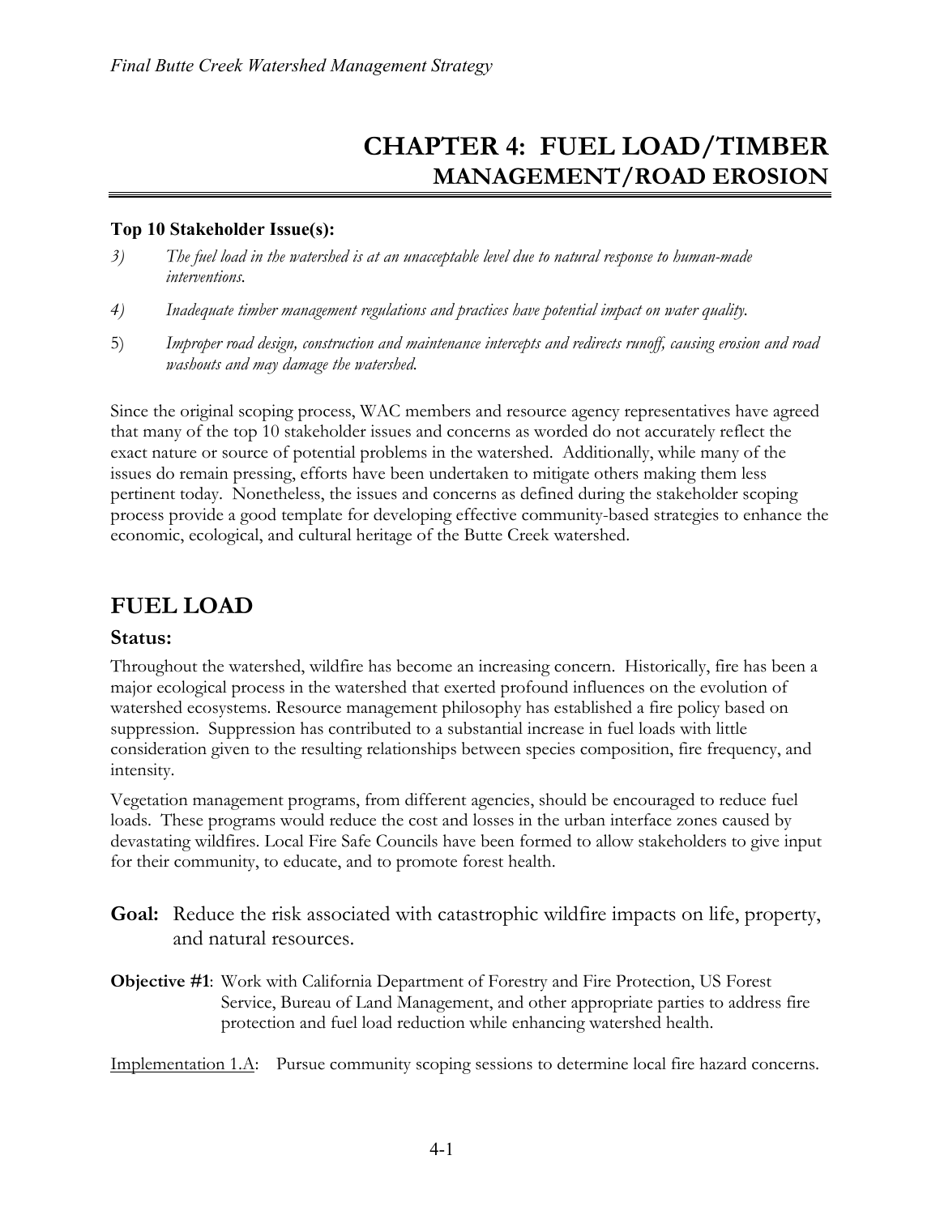# CHAPTER 4: FUEL LOAD/TIMBER MANAGEMENT/ROAD EROSION

**Top 10 Stakeholder Issue(s):**

3) *The fuel load in the watershed is at an unacceptable level due to natural response to human-made interventions.*

4) *Inadequate timber management regulations and practices have potential impact on water quality.*

5) *Improper road design, construction and maintenance intercepts and redirects runoff, causing erosion and road washouts and may damage the watershed.*

Since the original scoping process, WAC members and resource agency representatives have agreed that many of the top 10 stakeholder issues and concerns as worded do not accurately reflect the exact nature or source of potential problems in the watershed. Additionally, while many of the issues do remain pressing, efforts have been undertaken to mitigate others making them less pertinent today. Nonetheless, the issues and concerns as defined during the stakeholder scoping process provide a good template for developing effective community-based strategies to enhance the economic, ecological, and cultural heritage of the Butte Creek watershed.

## FUEL LOAD

### Status:

Throughout the watershed, wildfire has become an increasing concern. Historically, fire has been a major ecological process in the watershed that exerted profound influences on the evolution of watershed ecosystems. Resource management philosophy has established a fire policy based on suppression. Suppression has contributed to a substantial increase in fuel loads with little consideration given to the resulting relationships between species composition, fire frequency, and intensity.

Vegetation management programs, from different agencies, should be encouraged to reduce fuel loads. These programs would reduce the cost and losses in the urban interface zones caused by devastating wildfires. Local Fire Safe Councils have been formed to allow stakeholders to give input for their community, to educate, and to promote forest health.

**Goal:** Reduce the risk associated with catastrophic wildfire impacts on life, property, and natural resources.

**Objective #1**: Work with California Department of Forestry and Fire Protection, US Forest Service, Bureau of Land Management, and other appropriate parties to address fire protection and fuel load reduction while enhancing watershed health.

Implementation 1.A: Pursue community scoping sessions to determine local fire hazard concerns.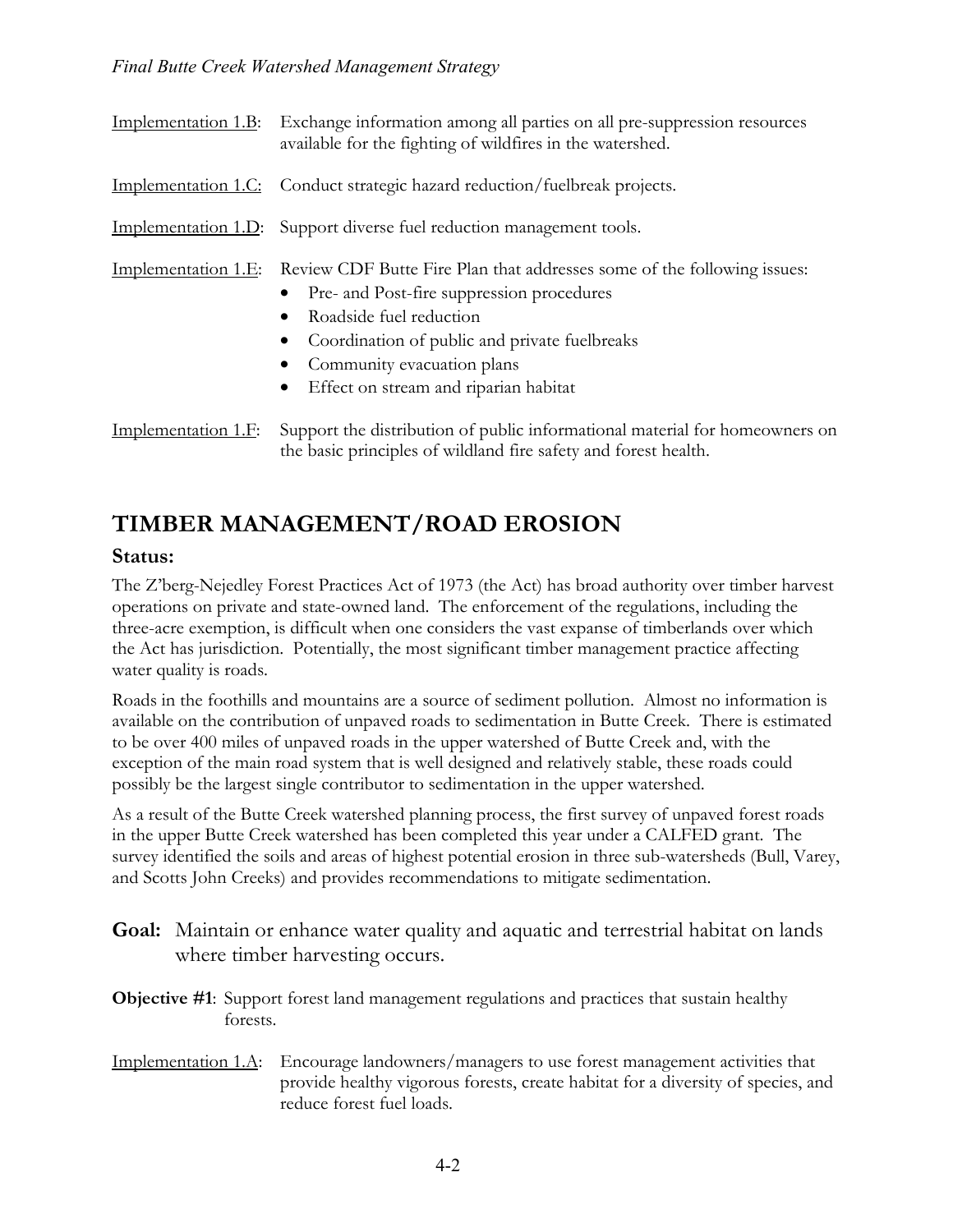Implementation 1.B: Exchange information among all parties on all pre-suppression resources available for the fighting of wildfires in the watershed.

Implementation 1.C: Conduct strategic hazard reduction/fuelbreak projects.

Implementation 1.D: Support diverse fuel reduction management tools.

Implementation 1.E: Review CDF Butte Fire Plan that addresses some of the following issues:

- Pre- and Post-fire suppression procedures
- Roadside fuel reduction
- Coordination of public and private fuelbreaks
- Community evacuation plans
- Effect on stream and riparian habitat

Implementation 1.F: Support the distribution of public informational material for homeowners on the basic principles of wildland fire safety and forest health.

## TIMBER MANAGEMENT/ROAD EROSION

### Status:

The Z'berg-Nejedley Forest Practices Act of 1973 (the Act) has broad authority over timber harvest operations on private and state-owned land. The enforcement of the regulations, including the three-acre exemption, is difficult when one considers the vast expanse of timberlands over which the Act has jurisdiction. Potentially, the most significant timber management practice affecting water quality is roads.

Roads in the foothills and mountains are a source of sediment pollution. Almost no information is available on the contribution of unpaved roads to sedimentation in Butte Creek. There is estimated to be over 400 miles of unpaved roads in the upper watershed of Butte Creek and, with the exception of the main road system that is well designed and relatively stable, these roads could possibly be the largest single contributor to sedimentation in the upper watershed.

As a result of the Butte Creek watershed planning process, the first survey of unpaved forest roads in the upper Butte Creek watershed has been completed this year under a CALFED grant. The survey identified the soils and areas of highest potential erosion in three sub-watersheds (Bull, Varey, and Scotts John Creeks) and provides recommendations to mitigate sedimentation.

**Goal:** Maintain or enhance water quality and aquatic and terrestrial habitat on lands where timber harvesting occurs.

**Objective #1**: Support forest land management regulations and practices that sustain healthy forests.

Implementation 1.A: Encourage landowners/managers to use forest management activities that provide healthy vigorous forests, create habitat for a diversity of species, and reduce forest fuel loads.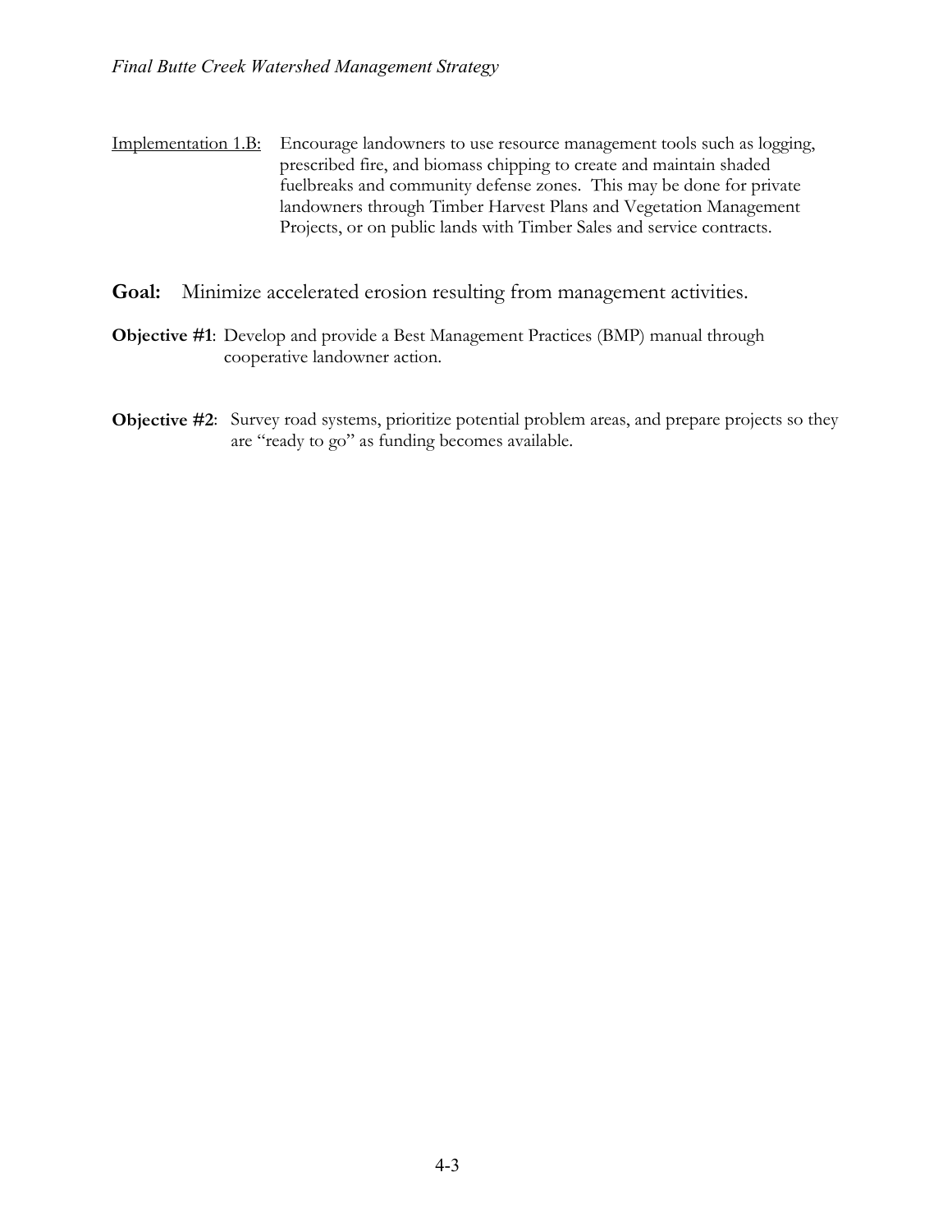<u>Implementation 1.B:</u> Encourage landowners to use resource management tools such as logging, prescribed fire, and biomass chipping to create and maintain shaded fuelbreaks and community defense zones. This may be done for private landowners through Timber Harvest Plans and Vegetation Management Projects, or on public lands with Timber Sales and service contracts.

## **Goal:** Minimize accelerated erosion resulting from management activities.

**Objective #1**: Develop and provide a Best Management Practices (BMP) manual through cooperative landowner action.

**Objective #2**: Survey road systems, prioritize potential problem areas, and prepare projects so they are "ready to go" as funding becomes available.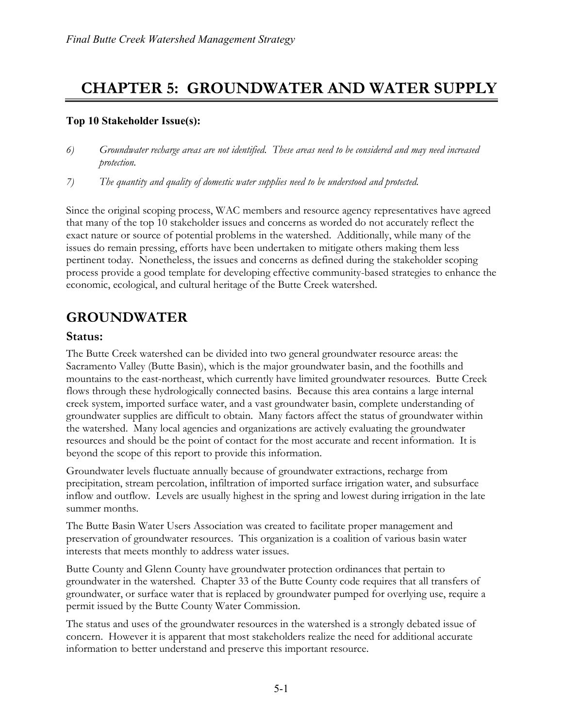# CHAPTER 5: GROUNDWATER AND WATER SUPPLY

**Top 10 Stakeholder Issue(s):**

6) *Groundwater recharge areas are not identified. These areas need to be considered and may need increased protection.*

7) *The quantity and quality of domestic water supplies need to be understood and protected.*

Since the original scoping process, WAC members and resource agency representatives have agreed that many of the top 10 stakeholder issues and concerns as worded do not accurately reflect the exact nature or source of potential problems in the watershed. Additionally, while many of the issues do remain pressing, efforts have been undertaken to mitigate others making them less pertinent today. Nonetheless, the issues and concerns as defined during the stakeholder scoping process provide a good template for developing effective community-based strategies to enhance the economic, ecological, and cultural heritage of the Butte Creek watershed.

## GROUNDWATER

### Status:

The Butte Creek watershed can be divided into two general groundwater resource areas: the Sacramento Valley (Butte Basin), which is the major groundwater basin, and the foothills and mountains to the east-northeast, which currently have limited groundwater resources. Butte Creek flows through these hydrologically connected basins. Because this area contains a large internal creek system, imported surface water, and a vast groundwater basin, complete understanding of groundwater supplies are difficult to obtain. Many factors affect the status of groundwater within the watershed. Many local agencies and organizations are actively evaluating the groundwater resources and should be the point of contact for the most accurate and recent information. It is beyond the scope of this report to provide this information.

Groundwater levels fluctuate annually because of groundwater extractions, recharge from precipitation, stream percolation, infiltration of imported surface irrigation water, and subsurface inflow and outflow. Levels are usually highest in the spring and lowest during irrigation in the late summer months.

The Butte Basin Water Users Association was created to facilitate proper management and preservation of groundwater resources. This organization is a coalition of various basin water interests that meets monthly to address water issues.

Butte County and Glenn County have groundwater protection ordinances that pertain to groundwater in the watershed. Chapter 33 of the Butte County code requires that all transfers of groundwater, or surface water that is replaced by groundwater pumped for overlying use, require a permit issued by the Butte County Water Commission.

The status and uses of the groundwater resources in the watershed is a strongly debated issue of concern. However it is apparent that most stakeholders realize the need for additional accurate information to better understand and preserve this important resource.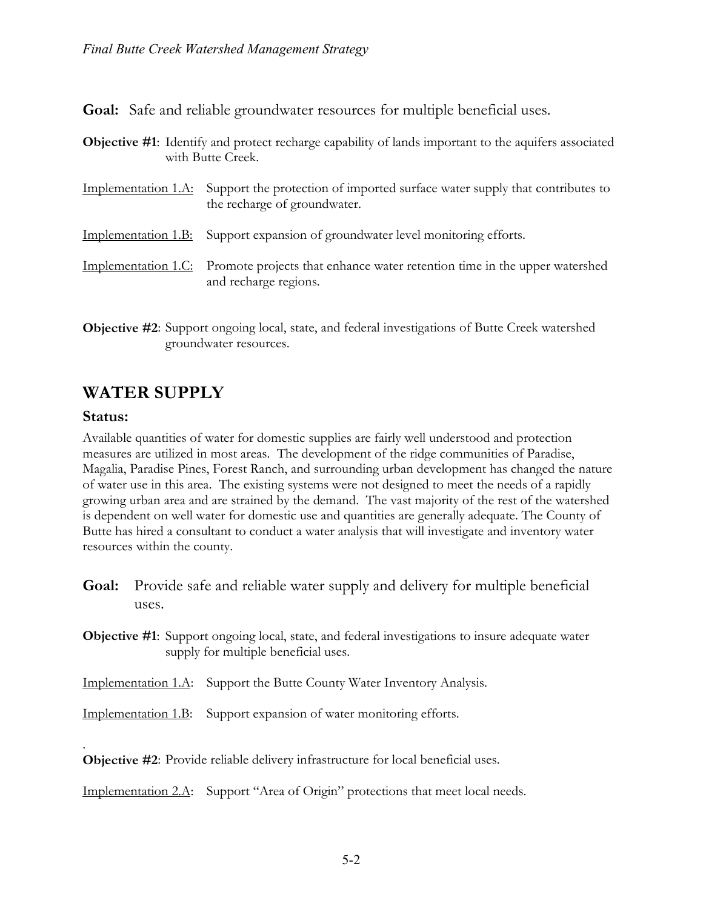**Goal:** Safe and reliable groundwater resources for multiple beneficial uses.

**Objective #1**: Identify and protect recharge capability of lands important to the aquifers associated with Butte Creek.

Implementation 1.A: Support the protection of imported surface water supply that contributes to the recharge of groundwater.

Implementation 1.B: Support expansion of groundwater level monitoring efforts.

Implementation 1.C: Promote projects that enhance water retention time in the upper watershed and recharge regions.

**Objective #2**: Support ongoing local, state, and federal investigations of Butte Creek watershed groundwater resources.

## WATER SUPPLY

### Status:

Available quantities of water for domestic supplies are fairly well understood and protection measures are utilized in most areas. The development of the ridge communities of Paradise, Magalia, Paradise Pines, Forest Ranch, and surrounding urban development has changed the nature of water use in this area. The existing systems were not designed to meet the needs of a rapidly growing urban area and are strained by the demand. The vast majority of the rest of the watershed is dependent on well water for domestic use and quantities are generally adequate. The County of Butte has hired a consultant to conduct a water analysis that will investigate and inventory water resources within the county.

**Goal:** Provide safe and reliable water supply and delivery for multiple beneficial uses.

**Objective #1**: Support ongoing local, state, and federal investigations to insure adequate water supply for multiple beneficial uses.

Implementation 1.A: Support the Butte County Water Inventory Analysis.

Implementation 1.B: Support expansion of water monitoring efforts.

.

**Objective #2**: Provide reliable delivery infrastructure for local beneficial uses.

Implementation 2.A: Support "Area of Origin" protections that meet local needs.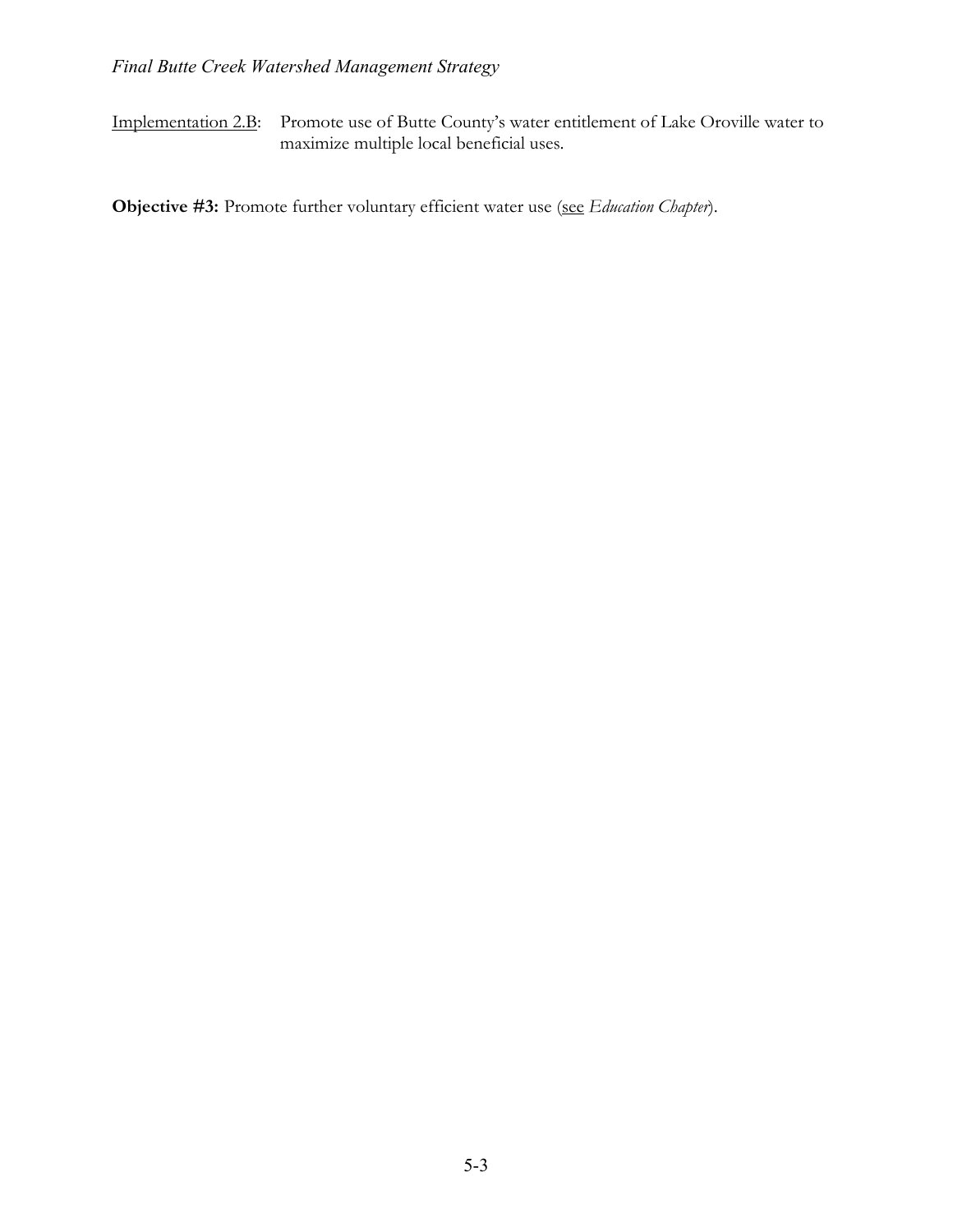<u>Implementation 2.B</u>: Promote use of Butte County's water entitlement of Lake Oroville water to maximize multiple local beneficial uses.

**Objective #3:** Promote further voluntary efficient water use (<u>see</u> *Education Chapter*).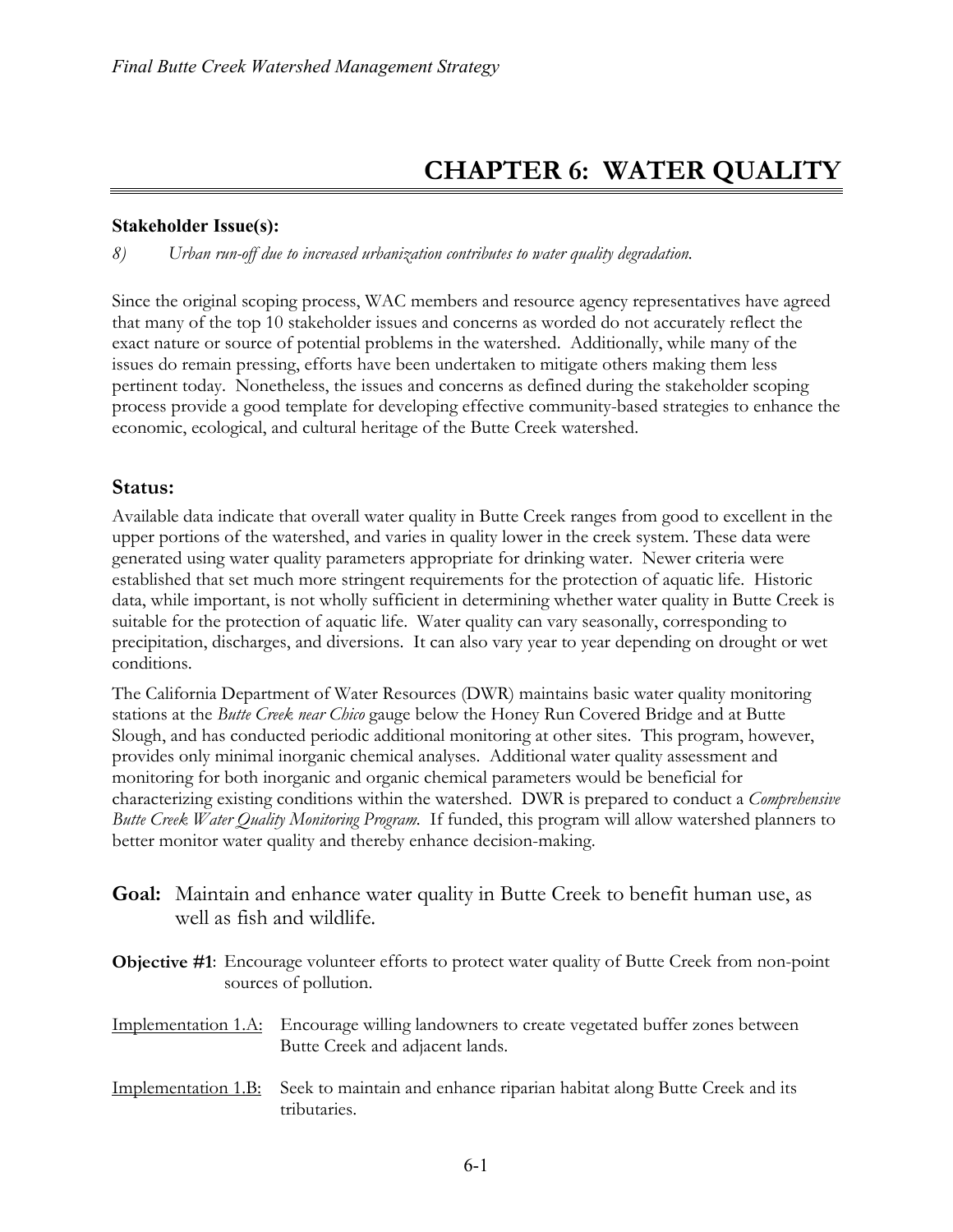# CHAPTER 6: WATER QUALITY

**Stakeholder Issue(s):**

*8) Urban run-off due to increased urbanization contributes to water quality degradation.*

Since the original scoping process, WAC members and resource agency representatives have agreed that many of the top 10 stakeholder issues and concerns as worded do not accurately reflect the exact nature or source of potential problems in the watershed. Additionally, while many of the issues do remain pressing, efforts have been undertaken to mitigate others making them less pertinent today. Nonetheless, the issues and concerns as defined during the stakeholder scoping process provide a good template for developing effective community-based strategies to enhance the economic, ecological, and cultural heritage of the Butte Creek watershed.

## Status:

Available data indicate that overall water quality in Butte Creek ranges from good to excellent in the upper portions of the watershed, and varies in quality lower in the creek system. These data were generated using water quality parameters appropriate for drinking water. Newer criteria were established that set much more stringent requirements for the protection of aquatic life. Historic data, while important, is not wholly sufficient in determining whether water quality in Butte Creek is suitable for the protection of aquatic life. Water quality can vary seasonally, corresponding to precipitation, discharges, and diversions. It can also vary year to year depending on drought or wet conditions.

The California Department of Water Resources (DWR) maintains basic water quality monitoring stations at the *Butte Creek near Chico* gauge below the Honey Run Covered Bridge and at Butte Slough, and has conducted periodic additional monitoring at other sites. This program, however, provides only minimal inorganic chemical analyses. Additional water quality assessment and monitoring for both inorganic and organic chemical parameters would be beneficial for characterizing existing conditions within the watershed. DWR is prepared to conduct a *Comprehensive Butte Creek Water Quality Monitoring Program*. If funded, this program will allow watershed planners to better monitor water quality and thereby enhance decision-making.

**Goal:** Maintain and enhance water quality in Butte Creek to benefit human use, as well as fish and wildlife.

**Objective #1**: Encourage volunteer efforts to protect water quality of Butte Creek from non-point sources of pollution.

Implementation 1.A: Encourage willing landowners to create vegetated buffer zones between Butte Creek and adjacent lands.

Implementation 1.B: Seek to maintain and enhance riparian habitat along Butte Creek and its tributaries.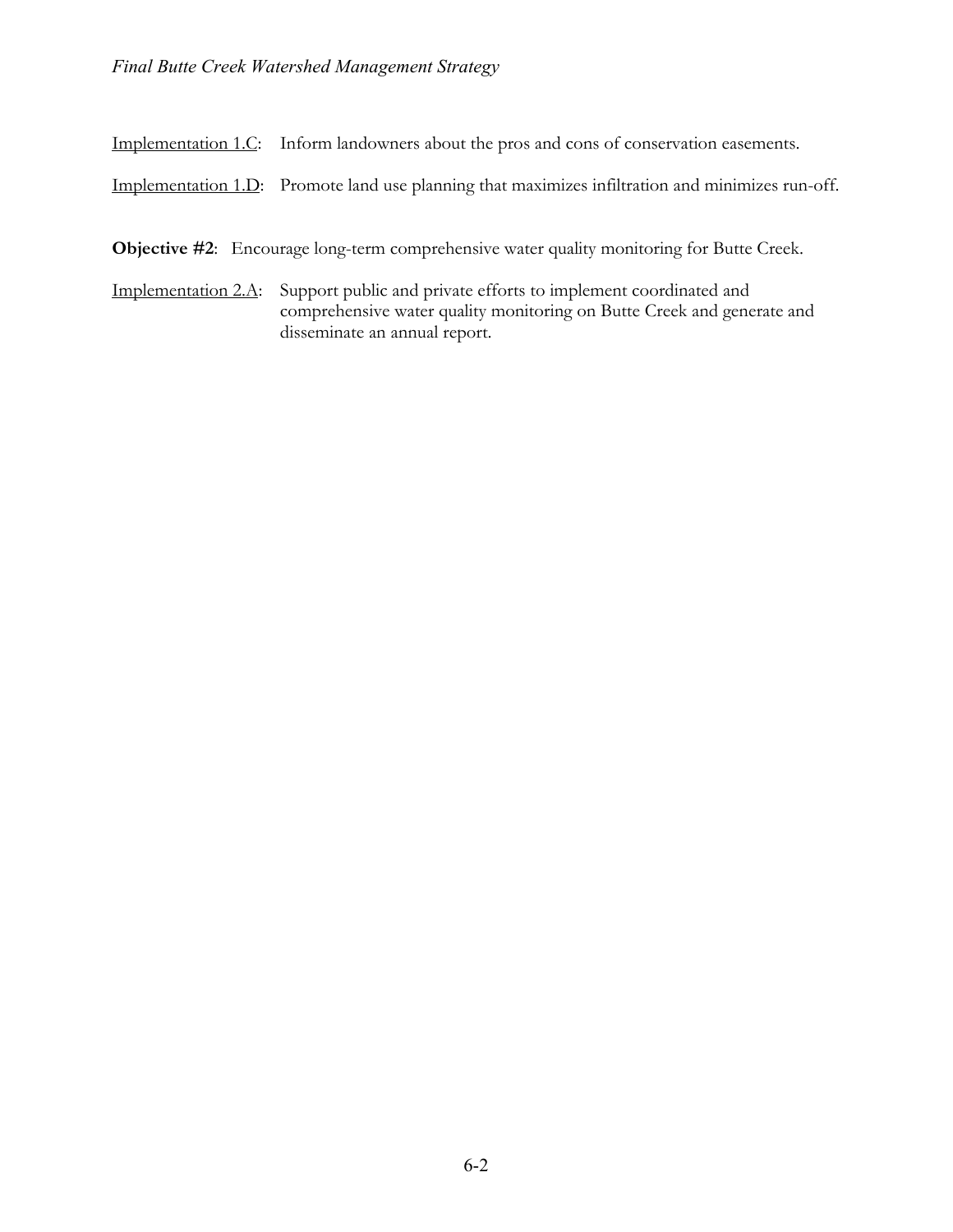Implementation 1.C: Inform landowners about the pros and cons of conservation easements.

Implementation 1.D: Promote land use planning that maximizes infiltration and minimizes run-off.

**Objective #2**: Encourage long-term comprehensive water quality monitoring for Butte Creek.

Implementation 2.A: Support public and private efforts to implement coordinated and comprehensive water quality monitoring on Butte Creek and generate and disseminate an annual report.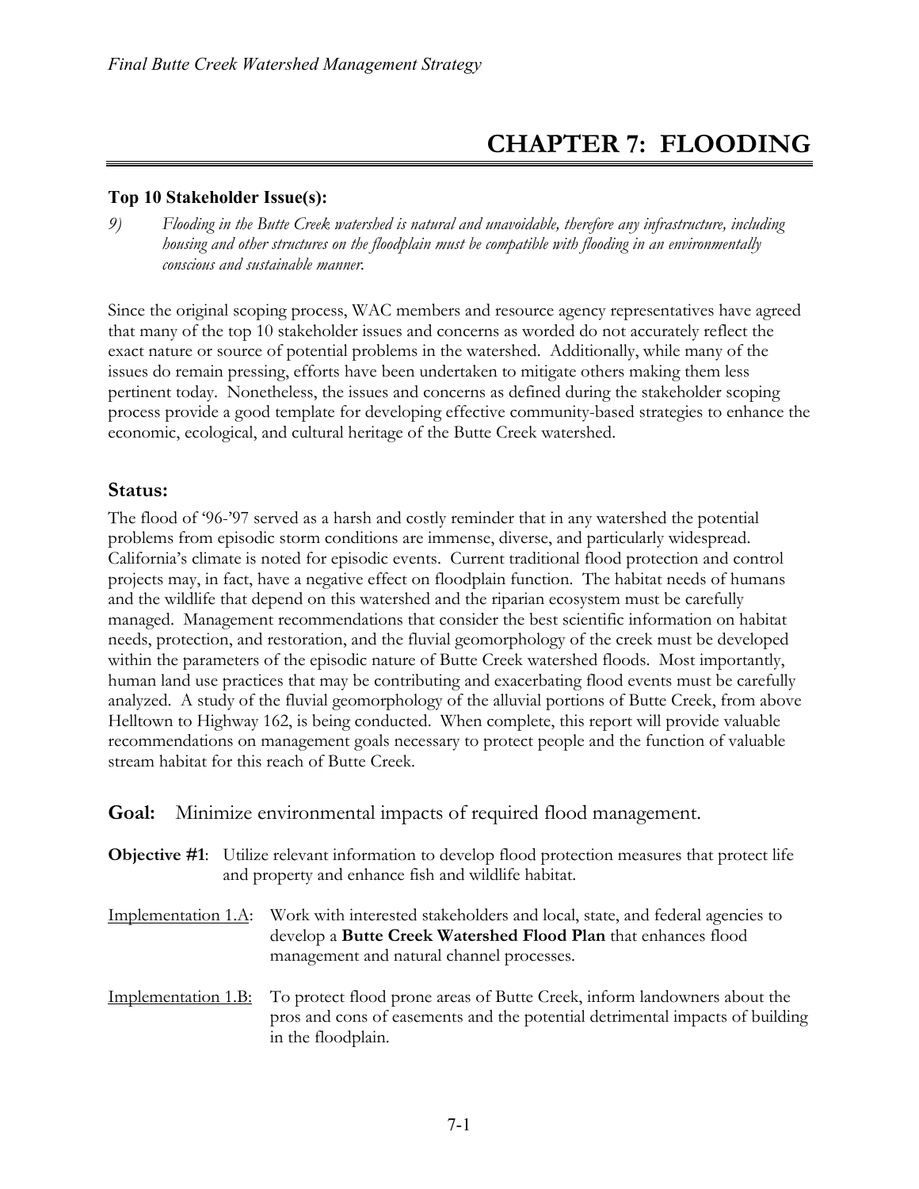// CHAPTER 7: FLOODING

# CHAPTER 7: FLOODING

### Top 10 Stakeholder Issue(s):

*9) Flooding in the Butte Creek watershed is natural and unavoidable, therefore any infrastructure, including housing and other structures on the floodplain must be compatible with flooding in an environmentally conscious and sustainable manner.*

Since the original scoping process, WAC members and resource agency representatives have agreed that many of the top 10 stakeholder issues and concerns as worded do not accurately reflect the exact nature or source of potential problems in the watershed. Additionally, while many of the issues do remain pressing, efforts have been undertaken to mitigate others making them less pertinent today. Nonetheless, the issues and concerns as defined during the stakeholder scoping process provide a good template for developing effective community-based strategies to enhance the economic, ecological, and cultural heritage of the Butte Creek watershed.

## Status:

The flood of '96-'97 served as a harsh and costly reminder that in any watershed the potential problems from episodic storm conditions are immense, diverse, and particularly widespread. California's climate is noted for episodic events. Current traditional flood protection and control projects may, in fact, have a negative effect on floodplain function. The habitat needs of humans and the wildlife that depend on this watershed and the riparian ecosystem must be carefully managed. Management recommendations that consider the best scientific information on habitat needs, protection, and restoration, and the fluvial geomorphology of the creek must be developed within the parameters of the episodic nature of Butte Creek watershed floods. Most importantly, human land use practices that may be contributing and exacerbating flood events must be carefully analyzed. A study of the fluvial geomorphology of the alluvial portions of Butte Creek, from above Helltown to Highway 162, is being conducted. When complete, this report will provide valuable recommendations on management goals necessary to protect people and the function of valuable stream habitat for this reach of Butte Creek.

## Goal: Minimize environmental impacts of required flood management.

**Objective #1**: Utilize relevant information to develop flood protection measures that protect life and property and enhance fish and wildlife habitat.

Implementation 1.A: Work with interested stakeholders and local, state, and federal agencies to develop a **Butte Creek Watershed Flood Plan** that enhances flood management and natural channel processes.

Implementation 1.B: To protect flood prone areas of Butte Creek, inform landowners about the pros and cons of easements and the potential detrimental impacts of building in the floodplain.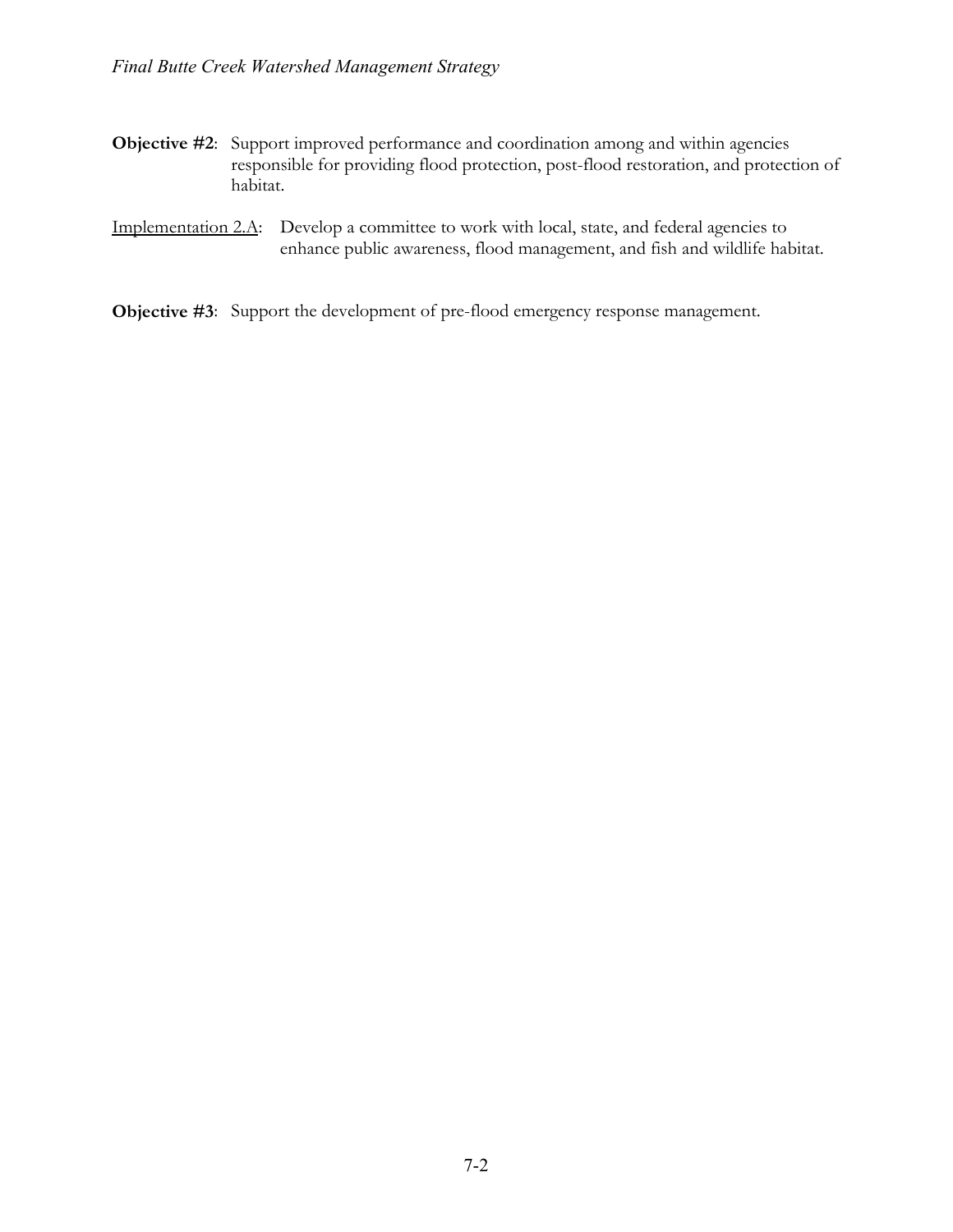**Objective #2**: Support improved performance and coordination among and within agencies responsible for providing flood protection, post-flood restoration, and protection of habitat.

Implementation 2.A: Develop a committee to work with local, state, and federal agencies to enhance public awareness, flood management, and fish and wildlife habitat.

**Objective #3**: Support the development of pre-flood emergency response management.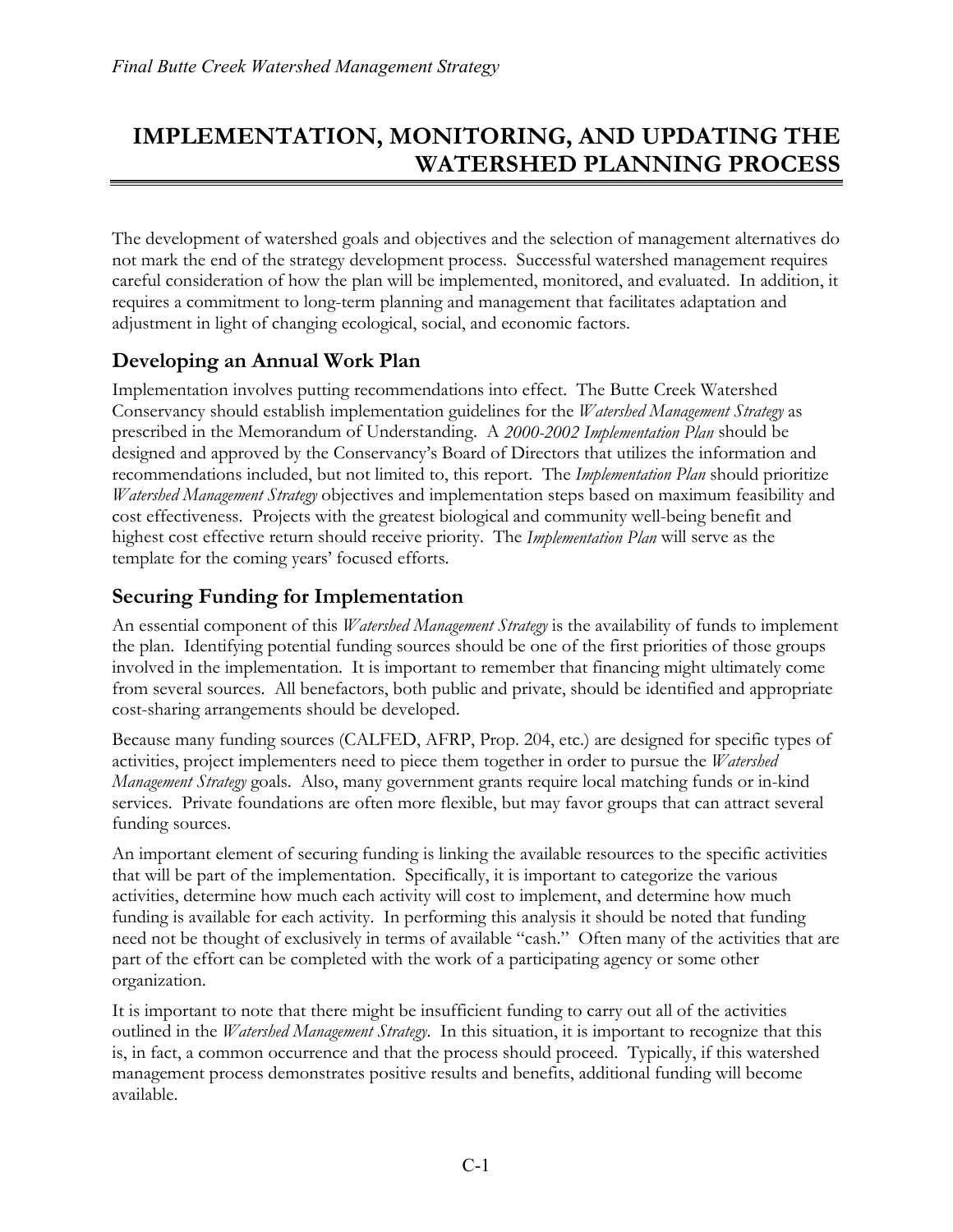# IMPLEMENTATION, MONITORING, AND UPDATING THE WATERSHED PLANNING PROCESS

The development of watershed goals and objectives and the selection of management alternatives do not mark the end of the strategy development process. Successful watershed management requires careful consideration of how the plan will be implemented, monitored, and evaluated. In addition, it requires a commitment to long-term planning and management that facilitates adaptation and adjustment in light of changing ecological, social, and economic factors.

## Developing an Annual Work Plan

Implementation involves putting recommendations into effect. The Butte Creek Watershed Conservancy should establish implementation guidelines for the *Watershed Management Strategy* as prescribed in the Memorandum of Understanding. A *2000-2002 Implementation Plan* should be designed and approved by the Conservancy's Board of Directors that utilizes the information and recommendations included, but not limited to, this report. The *Implementation Plan* should prioritize *Watershed Management Strategy* objectives and implementation steps based on maximum feasibility and cost effectiveness. Projects with the greatest biological and community well-being benefit and highest cost effective return should receive priority. The *Implementation Plan* will serve as the template for the coming years' focused efforts.

## Securing Funding for Implementation

An essential component of this *Watershed Management Strategy* is the availability of funds to implement the plan. Identifying potential funding sources should be one of the first priorities of those groups involved in the implementation. It is important to remember that financing might ultimately come from several sources. All benefactors, both public and private, should be identified and appropriate cost-sharing arrangements should be developed.

Because many funding sources (CALFED, AFRP, Prop. 204, etc.) are designed for specific types of activities, project implementers need to piece them together in order to pursue the *Watershed Management Strategy* goals. Also, many government grants require local matching funds or in-kind services. Private foundations are often more flexible, but may favor groups that can attract several funding sources.

An important element of securing funding is linking the available resources to the specific activities that will be part of the implementation. Specifically, it is important to categorize the various activities, determine how much each activity will cost to implement, and determine how much funding is available for each activity. In performing this analysis it should be noted that funding need not be thought of exclusively in terms of available "cash." Often many of the activities that are part of the effort can be completed with the work of a participating agency or some other organization.

It is important to note that there might be insufficient funding to carry out all of the activities outlined in the *Watershed Management Strategy*. In this situation, it is important to recognize that this is, in fact, a common occurrence and that the process should proceed. Typically, if this watershed management process demonstrates positive results and benefits, additional funding will become available.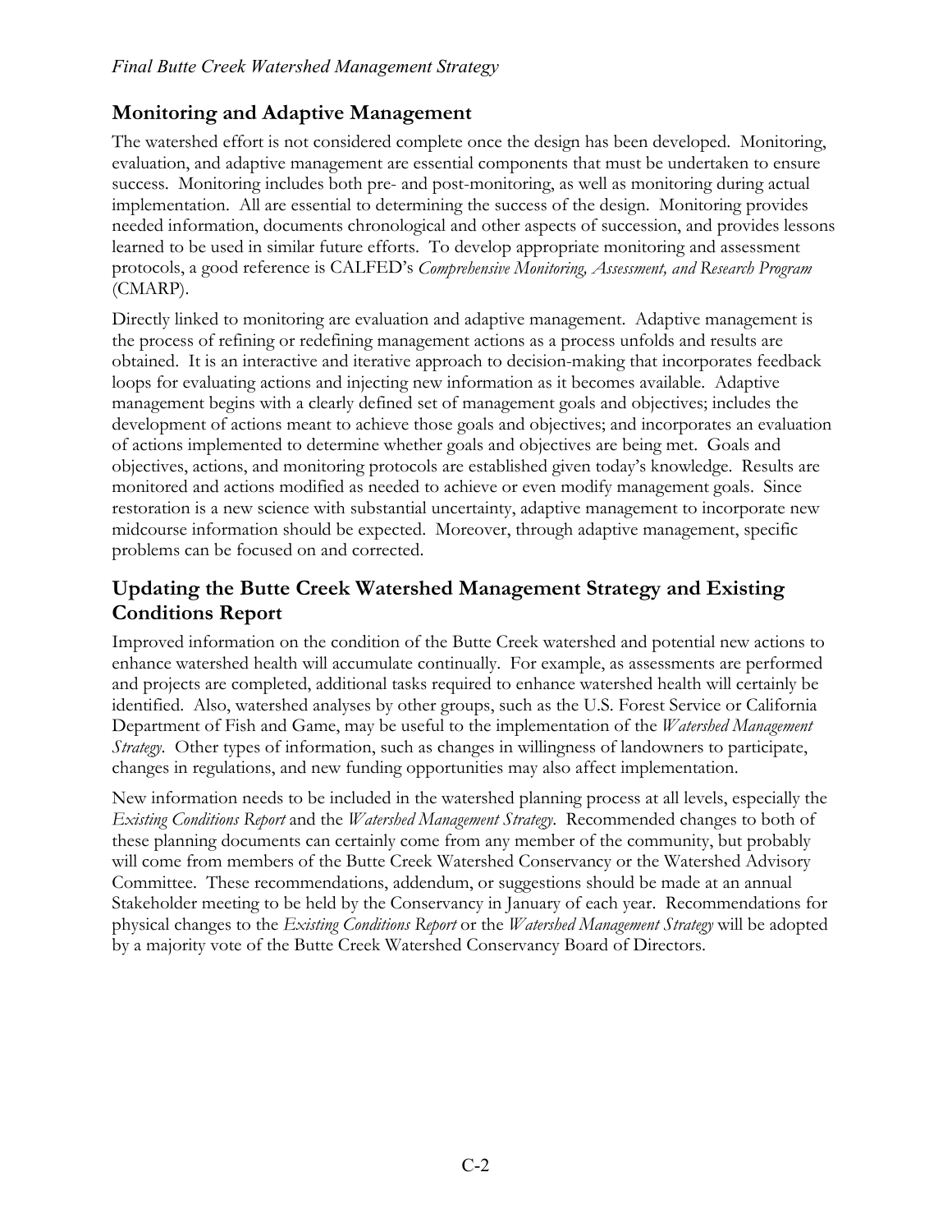## Monitoring and Adaptive Management

The watershed effort is not considered complete once the design has been developed. Monitoring, evaluation, and adaptive management are essential components that must be undertaken to ensure success. Monitoring includes both pre- and post-monitoring, as well as monitoring during actual implementation. All are essential to determining the success of the design. Monitoring provides needed information, documents chronological and other aspects of succession, and provides lessons learned to be used in similar future efforts. To develop appropriate monitoring and assessment protocols, a good reference is CALFED's *Comprehensive Monitoring, Assessment, and Research Program* (CMARP).

Directly linked to monitoring are evaluation and adaptive management. Adaptive management is the process of refining or redefining management actions as a process unfolds and results are obtained. It is an interactive and iterative approach to decision-making that incorporates feedback loops for evaluating actions and injecting new information as it becomes available. Adaptive management begins with a clearly defined set of management goals and objectives; includes the development of actions meant to achieve those goals and objectives; and incorporates an evaluation of actions implemented to determine whether goals and objectives are being met. Goals and objectives, actions, and monitoring protocols are established given today's knowledge. Results are monitored and actions modified as needed to achieve or even modify management goals. Since restoration is a new science with substantial uncertainty, adaptive management to incorporate new midcourse information should be expected. Moreover, through adaptive management, specific problems can be focused on and corrected.

## Updating the Butte Creek Watershed Management Strategy and Existing Conditions Report

Improved information on the condition of the Butte Creek watershed and potential new actions to enhance watershed health will accumulate continually. For example, as assessments are performed and projects are completed, additional tasks required to enhance watershed health will certainly be identified. Also, watershed analyses by other groups, such as the U.S. Forest Service or California Department of Fish and Game, may be useful to the implementation of the *Watershed Management Strategy*. Other types of information, such as changes in willingness of landowners to participate, changes in regulations, and new funding opportunities may also affect implementation.

New information needs to be included in the watershed planning process at all levels, especially the *Existing Conditions Report* and the *Watershed Management Strategy*. Recommended changes to both of these planning documents can certainly come from any member of the community, but probably will come from members of the Butte Creek Watershed Conservancy or the Watershed Advisory Committee. These recommendations, addendum, or suggestions should be made at an annual Stakeholder meeting to be held by the Conservancy in January of each year. Recommendations for physical changes to the *Existing Conditions Report* or the *Watershed Management Strategy* will be adopted by a majority vote of the Butte Creek Watershed Conservancy Board of Directors.